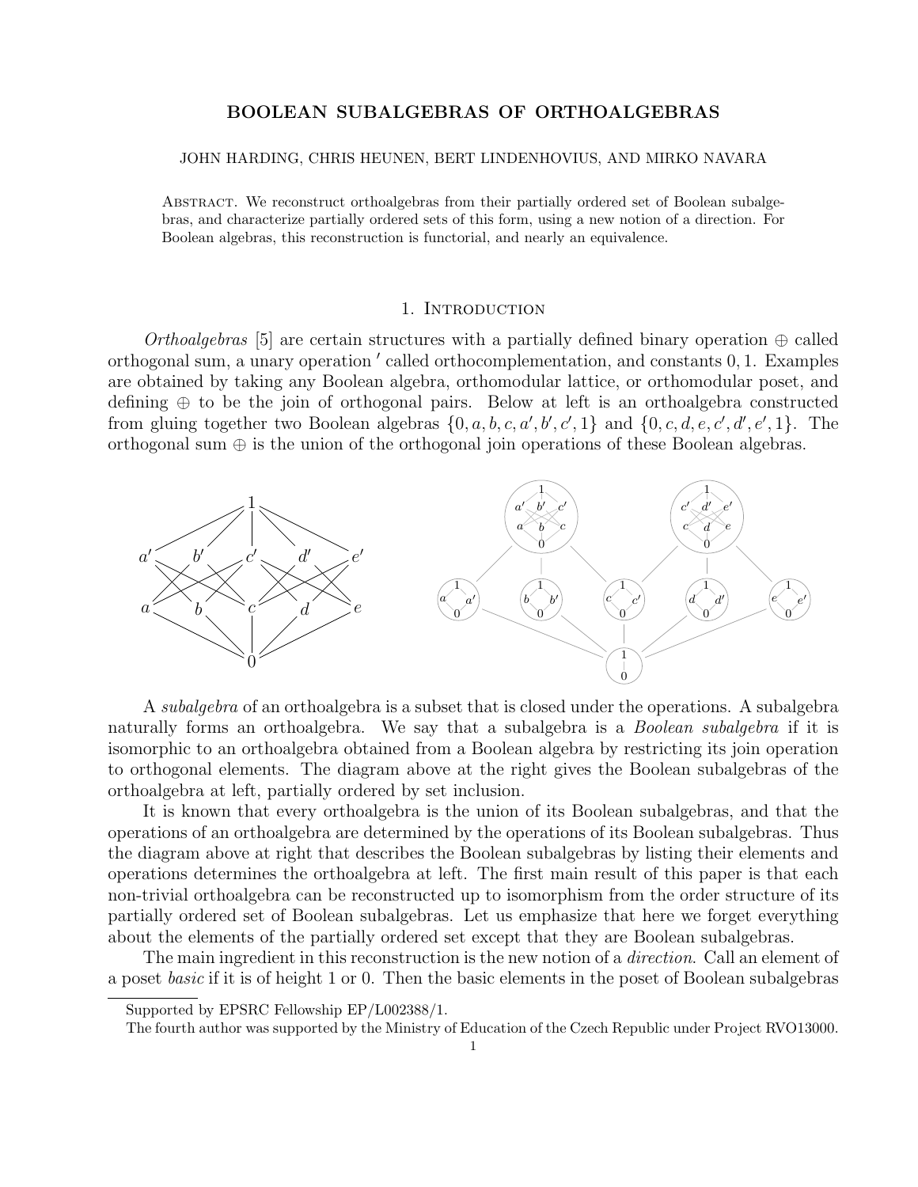# BOOLEAN SUBALGEBRAS OF ORTHOALGEBRAS

JOHN HARDING, CHRIS HEUNEN, BERT LINDENHOVIUS, AND MIRKO NAVARA

Abstract. We reconstruct orthoalgebras from their partially ordered set of Boolean subalgebras, and characterize partially ordered sets of this form, using a new notion of a direction. For Boolean algebras, this reconstruction is functorial, and nearly an equivalence.

## 1. Introduction

*Orthoalgebras* [5] are certain structures with a partially defined binary operation $\oplus$ called orthogonal sum, a unary operation $'$ called orthocomplementation, and constants $0, 1$. Examples are obtained by taking any Boolean algebra, orthomodular lattice, or orthomodular poset, and defining $\oplus$ to be the join of orthogonal pairs. Below at left is an orthoalgebra constructed from gluing together two Boolean algebras $\{0, a, b, c, a', b', c', 1\}$ and $\{0, c, d, e, c', d', e', 1\}$. The orthogonal sum $\oplus$ is the union of the orthogonal join operations of these Boolean algebras.

A *subalgebra* of an orthoalgebra is a subset that is closed under the operations. A subalgebra naturally forms an orthoalgebra. We say that a subalgebra is a *Boolean subalgebra* if it is isomorphic to an orthoalgebra obtained from a Boolean algebra by restricting its join operation to orthogonal elements. The diagram above at the right gives the Boolean subalgebras of the orthoalgebra at left, partially ordered by set inclusion.

It is known that every orthoalgebra is the union of its Boolean subalgebras, and that the operations of an orthoalgebra are determined by the operations of its Boolean subalgebras. Thus the diagram above at right that describes the Boolean subalgebras by listing their elements and operations determines the orthoalgebra at left. The first main result of this paper is that each non-trivial orthoalgebra can be reconstructed up to isomorphism from the order structure of its partially ordered set of Boolean subalgebras. Let us emphasize that here we forget everything about the elements of the partially ordered set except that they are Boolean subalgebras.

The main ingredient in this reconstruction is the new notion of a *direction*. Call an element of a poset *basic* if it is of height 1 or 0. Then the basic elements in the poset of Boolean subalgebras

Supported by EPSRC Fellowship EP/L002388/1.

The fourth author was supported by the Ministry of Education of the Czech Republic under Project RVO13000.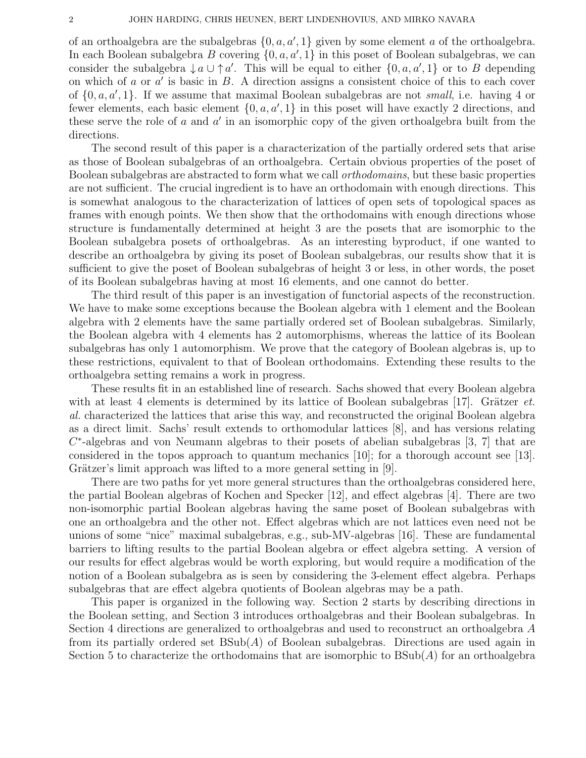of an orthoalgebra are the subalgebras $\{0, a, a', 1\}$ given by some element $a$ of the orthoalgebra. In each Boolean subalgebra $B$ covering $\{0, a, a', 1\}$ in this poset of Boolean subalgebras, we can consider the subalgebra $\downarrow a \cup \uparrow a'$. This will be equal to either $\{0, a, a', 1\}$ or to $B$ depending on which of $a$ or $a'$ is basic in $B$. A direction assigns a consistent choice of this to each cover of $\{0, a, a', 1\}$. If we assume that maximal Boolean subalgebras are not *small*, i.e. having 4 or fewer elements, each basic element $\{0, a, a', 1\}$ in this poset will have exactly 2 directions, and these serve the role of $a$ and $a'$ in an isomorphic copy of the given orthoalgebra built from the directions.

The second result of this paper is a characterization of the partially ordered sets that arise as those of Boolean subalgebras of an orthoalgebra. Certain obvious properties of the poset of Boolean subalgebras are abstracted to form what we call *orthodomains*, but these basic properties are not sufficient. The crucial ingredient is to have an orthodomain with enough directions. This is somewhat analogous to the characterization of lattices of open sets of topological spaces as frames with enough points. We then show that the orthodomains with enough directions whose structure is fundamentally determined at height 3 are the posets that are isomorphic to the Boolean subalgebra posets of orthoalgebras. As an interesting byproduct, if one wanted to describe an orthoalgebra by giving its poset of Boolean subalgebras, our results show that it is sufficient to give the poset of Boolean subalgebras of height 3 or less, in other words, the poset of its Boolean subalgebras having at most 16 elements, and one cannot do better.

The third result of this paper is an investigation of functorial aspects of the reconstruction. We have to make some exceptions because the Boolean algebra with 1 element and the Boolean algebra with 2 elements have the same partially ordered set of Boolean subalgebras. Similarly, the Boolean algebra with 4 elements has 2 automorphisms, whereas the lattice of its Boolean subalgebras has only 1 automorphism. We prove that the category of Boolean algebras is, up to these restrictions, equivalent to that of Boolean orthodomains. Extending these results to the orthoalgebra setting remains a work in progress.

These results fit in an established line of research. Sachs showed that every Boolean algebra with at least 4 elements is determined by its lattice of Boolean subalgebras [17]. Grätzer *et. al.* characterized the lattices that arise this way, and reconstructed the original Boolean algebra as a direct limit. Sachs' result extends to orthomodular lattices [8], and has versions relating $C^*$-algebras and von Neumann algebras to their posets of abelian subalgebras [3, 7] that are considered in the topos approach to quantum mechanics [10]; for a thorough account see [13]. Grätzer's limit approach was lifted to a more general setting in [9].

There are two paths for yet more general structures than the orthoalgebras considered here, the partial Boolean algebras of Kochen and Specker [12], and effect algebras [4]. There are two non-isomorphic partial Boolean algebras having the same poset of Boolean subalgebras with one an orthoalgebra and the other not. Effect algebras which are not lattices even need not be unions of some "nice" maximal subalgebras, e.g., sub-MV-algebras [16]. These are fundamental barriers to lifting results to the partial Boolean algebra or effect algebra setting. A version of our results for effect algebras would be worth exploring, but would require a modification of the notion of a Boolean subalgebra as is seen by considering the 3-element effect algebra. Perhaps subalgebras that are effect algebra quotients of Boolean algebras may be a path.

This paper is organized in the following way. Section 2 starts by describing directions in the Boolean setting, and Section 3 introduces orthoalgebras and their Boolean subalgebras. In Section 4 directions are generalized to orthoalgebras and used to reconstruct an orthoalgebra $A$ from its partially ordered set $\mathrm{BSub}(A)$ of Boolean subalgebras. Directions are used again in Section 5 to characterize the orthodomains that are isomorphic to $\mathrm{BSub}(A)$ for an orthoalgebra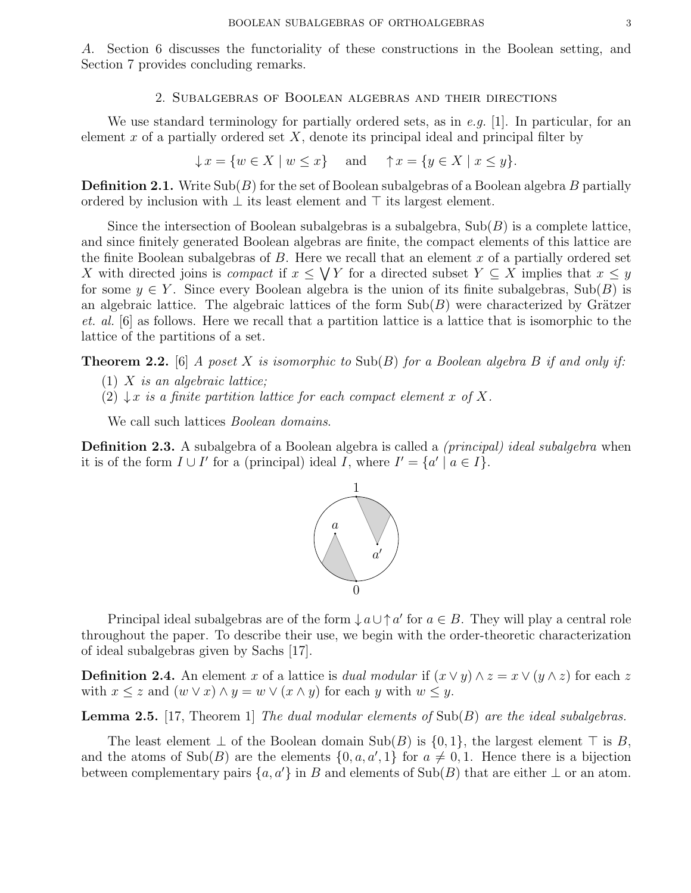*A*. Section 6 discusses the functoriality of these constructions in the Boolean setting, and Section 7 provides concluding remarks.

## 2. Subalgebras of Boolean algebras and their directions

We use standard terminology for partially ordered sets, as in *e.g.* [1]. In particular, for an element $x$ of a partially ordered set $X$, denote its principal ideal and principal filter by

$$\downarrow x = \{w \in X \mid w \leq x\} \quad \text{and} \quad \uparrow x = \{y \in X \mid x \leq y\}.$$

**Definition 2.1.** Write $\mathrm{Sub}(B)$ for the set of Boolean subalgebras of a Boolean algebra $B$ partially ordered by inclusion with $\bot$ its least element and $\top$ its largest element.

Since the intersection of Boolean subalgebras is a subalgebra, $\mathrm{Sub}(B)$ is a complete lattice, and since finitely generated Boolean algebras are finite, the compact elements of this lattice are the finite Boolean subalgebras of $B$. Here we recall that an element $x$ of a partially ordered set $X$ with directed joins is *compact* if $x \leq \bigvee Y$ for a directed subset $Y \subseteq X$ implies that $x \leq y$ for some $y \in Y$. Since every Boolean algebra is the union of its finite subalgebras, $\mathrm{Sub}(B)$ is an algebraic lattice. The algebraic lattices of the form $\mathrm{Sub}(B)$ were characterized by Grätzer *et. al.* [6] as follows. Here we recall that a partition lattice is a lattice that is isomorphic to the lattice of the partitions of a set.

**Theorem 2.2.** [6] *A poset $X$ is isomorphic to $\mathrm{Sub}(B)$ for a Boolean algebra $B$ if and only if:*

1. *$X$ is an algebraic lattice;*
2. *$\downarrow x$ is a finite partition lattice for each compact element $x$ of $X$.*

We call such lattices *Boolean domains*.

**Definition 2.3.** A subalgebra of a Boolean algebra is called a *(principal) ideal subalgebra* when it is of the form $I \cup I'$ for a (principal) ideal $I$, where $I' = \{a' \mid a \in I\}$.

Principal ideal subalgebras are of the form $\downarrow a \cup \uparrow a'$ for $a \in B$. They will play a central role throughout the paper. To describe their use, we begin with the order-theoretic characterization of ideal subalgebras given by Sachs [17].

**Definition 2.4.** An element $x$ of a lattice is *dual modular* if $(x \vee y) \wedge z = x \vee (y \wedge z)$ for each $z$ with $x \leq z$ and $(w \vee x) \wedge y = w \vee (x \wedge y)$ for each $y$ with $w \leq y$.

**Lemma 2.5.** [17, Theorem 1] *The dual modular elements of $\mathrm{Sub}(B)$ are the ideal subalgebras.*

The least element $\bot$ of the Boolean domain $\mathrm{Sub}(B)$ is $\{0, 1\}$, the largest element $\top$ is $B$, and the atoms of $\mathrm{Sub}(B)$ are the elements $\{0, a, a', 1\}$ for $a \neq 0, 1$. Hence there is a bijection between complementary pairs $\{a, a'\}$ in $B$ and elements of $\mathrm{Sub}(B)$ that are either $\bot$ or an atom.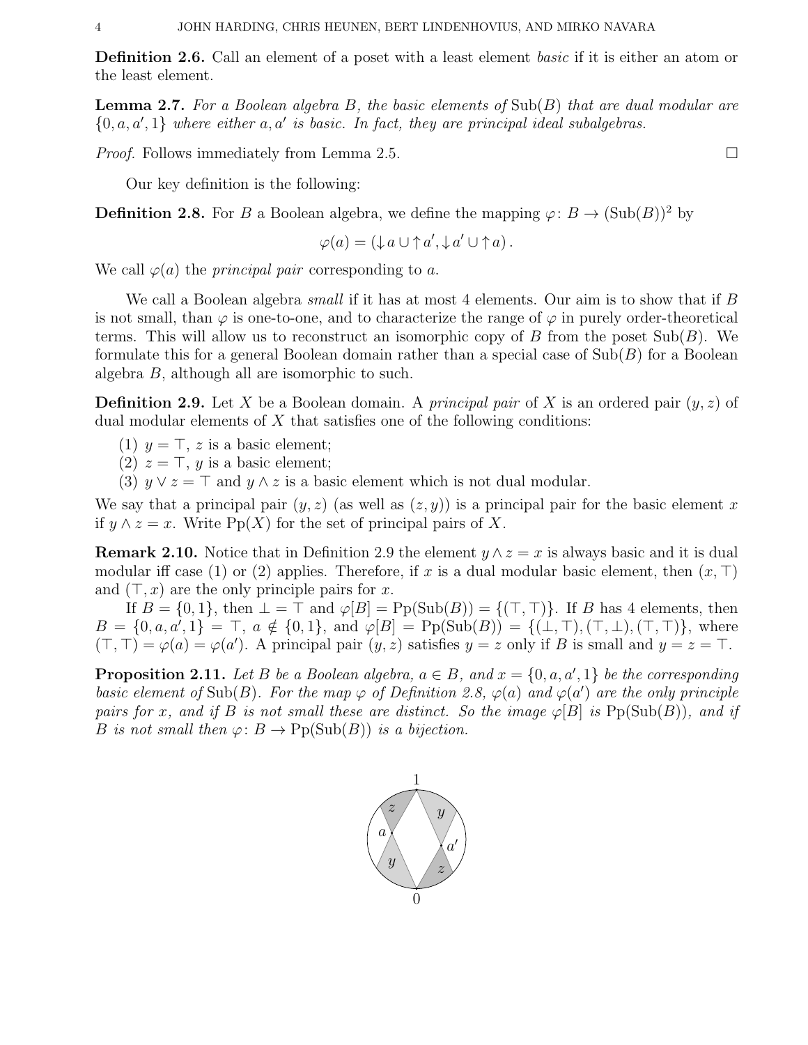**Definition 2.6.** Call an element of a poset with a least element *basic* if it is either an atom or the least element.

**Lemma 2.7.** *For a Boolean algebra $B$, the basic elements of $\mathrm{Sub}(B)$ that are dual modular are $\{0, a, a', 1\}$ where either $a, a'$ is basic. In fact, they are principal ideal subalgebras.*

*Proof.* Follows immediately from Lemma 2.5. □

Our key definition is the following:

**Definition 2.8.** For $B$ a Boolean algebra, we define the mapping $\varphi\colon B \to (\mathrm{Sub}(B))^2$ by

$$\varphi(a) = (\downarrow a \cup \uparrow a', \downarrow a' \cup \uparrow a)\,.$$

We call $\varphi(a)$ the *principal pair* corresponding to $a$.

We call a Boolean algebra *small* if it has at most 4 elements. Our aim is to show that if $B$ is not small, than $\varphi$ is one-to-one, and to characterize the range of $\varphi$ in purely order-theoretical terms. This will allow us to reconstruct an isomorphic copy of $B$ from the poset $\mathrm{Sub}(B)$. We formulate this for a general Boolean domain rather than a special case of $\mathrm{Sub}(B)$ for a Boolean algebra $B$, although all are isomorphic to such.

**Definition 2.9.** Let $X$ be a Boolean domain. A *principal pair* of $X$ is an ordered pair $(y, z)$ of dual modular elements of $X$ that satisfies one of the following conditions:

(1) $y = \top$, $z$ is a basic element;
(2) $z = \top$, $y$ is a basic element;
(3) $y \vee z = \top$ and $y \wedge z$ is a basic element which is not dual modular.

We say that a principal pair $(y, z)$ (as well as $(z, y)$) is a principal pair for the basic element $x$ if $y \wedge z = x$. Write $\mathrm{Pp}(X)$ for the set of principal pairs of $X$.

**Remark 2.10.** Notice that in Definition 2.9 the element $y \wedge z = x$ is always basic and it is dual modular iff case (1) or (2) applies. Therefore, if $x$ is a dual modular basic element, then $(x, \top)$ and $(\top, x)$ are the only principle pairs for $x$.

If $B = \{0, 1\}$, then $\bot = \top$ and $\varphi[B] = \mathrm{Pp}(\mathrm{Sub}(B)) = \{(\top, \top)\}$. If $B$ has 4 elements, then $B = \{0, a, a', 1\} = \top$, $a \notin \{0, 1\}$, and $\varphi[B] = \mathrm{Pp}(\mathrm{Sub}(B)) = \{(\bot, \top), (\top, \bot), (\top, \top)\}$, where $(\top, \top) = \varphi(a) = \varphi(a')$. A principal pair $(y, z)$ satisfies $y = z$ only if $B$ is small and $y = z = \top$.

**Proposition 2.11.** *Let $B$ be a Boolean algebra, $a \in B$, and $x = \{0, a, a', 1\}$ be the corresponding basic element of $\mathrm{Sub}(B)$. For the map $\varphi$ of Definition 2.8, $\varphi(a)$ and $\varphi(a')$ are the only principle pairs for $x$, and if $B$ is not small these are distinct. So the image $\varphi[B]$ is $\mathrm{Pp}(\mathrm{Sub}(B))$, and if $B$ is not small then $\varphi\colon B \to \mathrm{Pp}(\mathrm{Sub}(B))$ is a bijection.*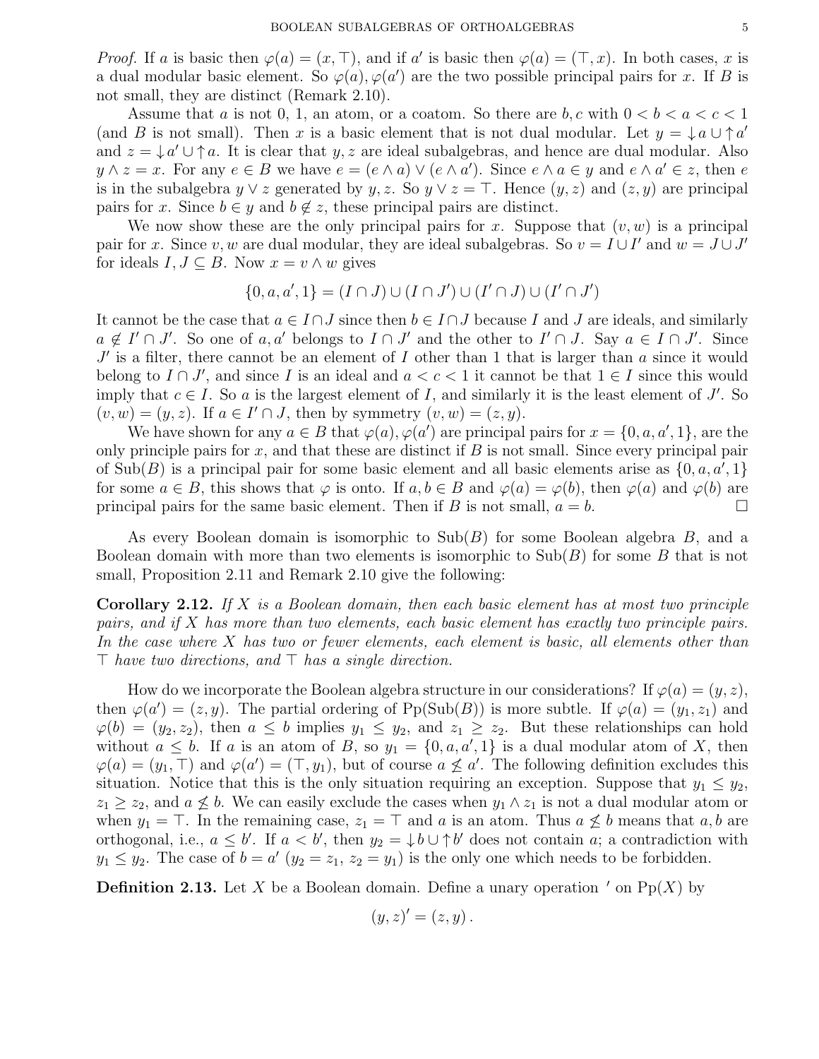*Proof.* If $a$ is basic then $\varphi(a) = (x, \top)$, and if $a'$ is basic then $\varphi(a) = (\top, x)$. In both cases, $x$ is a dual modular basic element. So $\varphi(a), \varphi(a')$ are the two possible principal pairs for $x$. If $B$ is not small, they are distinct (Remark 2.10).

Assume that $a$ is not 0, 1, an atom, or a coatom. So there are $b, c$ with $0 < b < a < c < 1$ (and $B$ is not small). Then $x$ is a basic element that is not dual modular. Let $y = \downarrow a \cup \uparrow a'$ and $z = \downarrow a' \cup \uparrow a$. It is clear that $y, z$ are ideal subalgebras, and hence are dual modular. Also $y \wedge z = x$. For any $e \in B$ we have $e = (e \wedge a) \vee (e \wedge a')$. Since $e \wedge a \in y$ and $e \wedge a' \in z$, then $e$ is in the subalgebra $y \vee z$ generated by $y, z$. So $y \vee z = \top$. Hence $(y, z)$ and $(z, y)$ are principal pairs for $x$. Since $b \in y$ and $b \notin z$, these principal pairs are distinct.

We now show these are the only principal pairs for $x$. Suppose that $(v, w)$ is a principal pair for $x$. Since $v, w$ are dual modular, they are ideal subalgebras. So $v = I \cup I'$ and $w = J \cup J'$ for ideals $I, J \subseteq B$. Now $x = v \wedge w$ gives

$$\{0, a, a', 1\} = (I \cap J) \cup (I \cap J') \cup (I' \cap J) \cup (I' \cap J')$$

It cannot be the case that $a \in I \cap J$ since then $b \in I \cap J$ because $I$ and $J$ are ideals, and similarly $a \notin I' \cap J'$. So one of $a, a'$ belongs to $I \cap J'$ and the other to $I' \cap J$. Say $a \in I \cap J'$. Since $J'$ is a filter, there cannot be an element of $I$ other than 1 that is larger than $a$ since it would belong to $I \cap J'$, and since $I$ is an ideal and $a < c < 1$ it cannot be that $1 \in I$ since this would imply that $c \in I$. So $a$ is the largest element of $I$, and similarly it is the least element of $J'$. So $(v, w) = (y, z)$. If $a \in I' \cap J$, then by symmetry $(v, w) = (z, y)$.

We have shown for any $a \in B$ that $\varphi(a), \varphi(a')$ are principal pairs for $x = \{0, a, a', 1\}$, are the only principle pairs for $x$, and that these are distinct if $B$ is not small. Since every principal pair of $\mathrm{Sub}(B)$ is a principal pair for some basic element and all basic elements arise as $\{0, a, a', 1\}$ for some $a \in B$, this shows that $\varphi$ is onto. If $a, b \in B$ and $\varphi(a) = \varphi(b)$, then $\varphi(a)$ and $\varphi(b)$ are principal pairs for the same basic element. Then if $B$ is not small, $a = b$. □

As every Boolean domain is isomorphic to $\mathrm{Sub}(B)$ for some Boolean algebra $B$, and a Boolean domain with more than two elements is isomorphic to $\mathrm{Sub}(B)$ for some $B$ that is not small, Proposition 2.11 and Remark 2.10 give the following:

**Corollary 2.12.** *If $X$ is a Boolean domain, then each basic element has at most two principle pairs, and if $X$ has more than two elements, each basic element has exactly two principle pairs. In the case where $X$ has two or fewer elements, each element is basic, all elements other than $\top$ have two directions, and $\top$ has a single direction.*

How do we incorporate the Boolean algebra structure in our considerations? If $\varphi(a) = (y, z)$, then $\varphi(a') = (z, y)$. The partial ordering of $\mathrm{Pp}(\mathrm{Sub}(B))$ is more subtle. If $\varphi(a) = (y_1, z_1)$ and $\varphi(b) = (y_2, z_2)$, then $a \leq b$ implies $y_1 \leq y_2$, and $z_1 \geq z_2$. But these relationships can hold without $a \leq b$. If $a$ is an atom of $B$, so $y_1 = \{0, a, a', 1\}$ is a dual modular atom of $X$, then $\varphi(a) = (y_1, \top)$ and $\varphi(a') = (\top, y_1)$, but of course $a \not\leq a'$. The following definition excludes this situation. Notice that this is the only situation requiring an exception. Suppose that $y_1 \leq y_2$, $z_1 \geq z_2$, and $a \not\leq b$. We can easily exclude the cases when $y_1 \wedge z_1$ is not a dual modular atom or when $y_1 = \top$. In the remaining case, $z_1 = \top$ and $a$ is an atom. Thus $a \not\leq b$ means that $a, b$ are orthogonal, i.e., $a \leq b'$. If $a < b'$, then $y_2 = \downarrow b \cup \uparrow b'$ does not contain $a$; a contradiction with $y_1 \leq y_2$. The case of $b = a'$ ($y_2 = z_1$, $z_2 = y_1$) is the only one which needs to be forbidden.

**Definition 2.13.** Let $X$ be a Boolean domain. Define a unary operation $'$ on $\mathrm{Pp}(X)$ by

$$(y, z)' = (z, y)\,.$$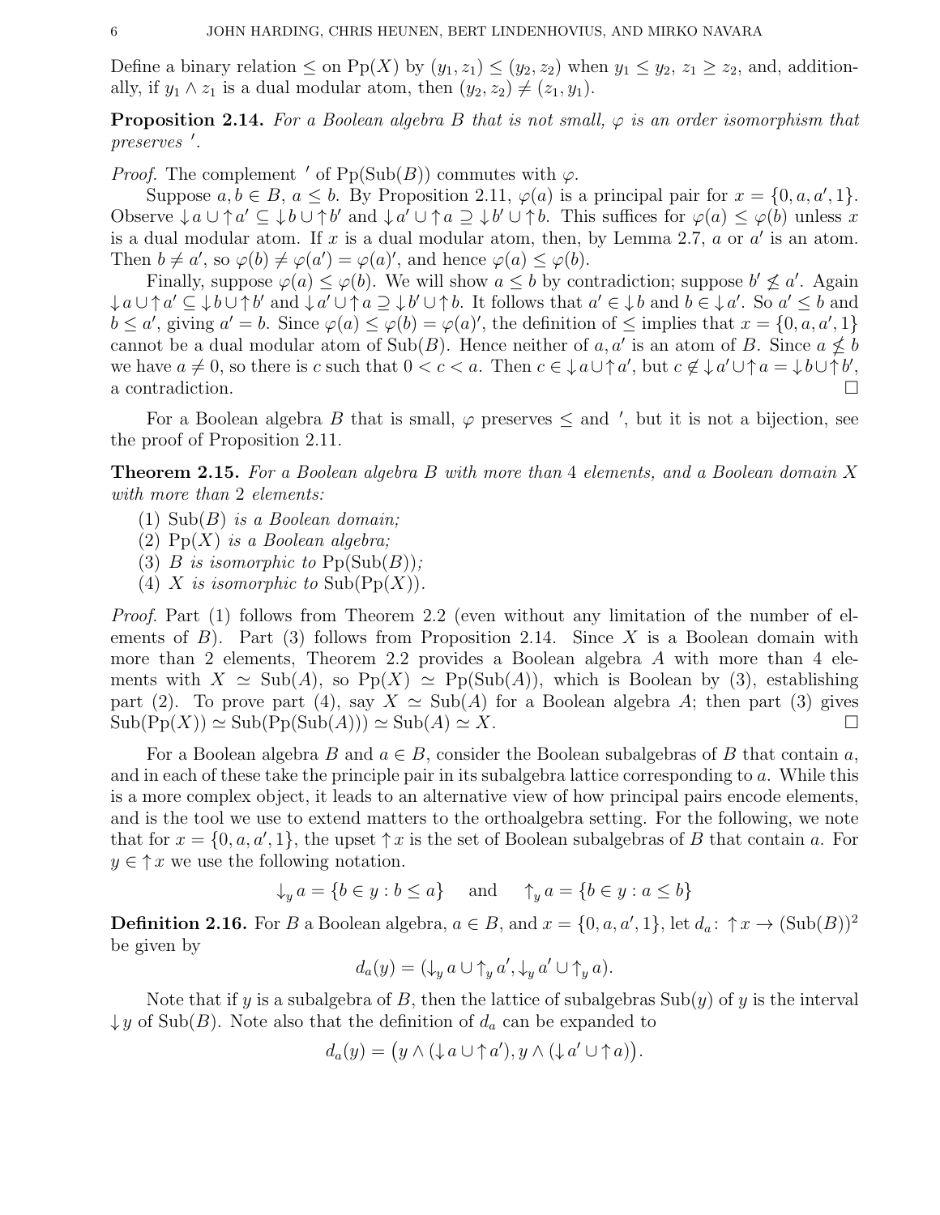Define a binary relation $\leq$ on $\mathrm{Pp}(X)$ by $(y_1, z_1) \leq (y_2, z_2)$ when $y_1 \leq y_2$, $z_1 \geq z_2$, and, additionally, if $y_1 \wedge z_1$ is a dual modular atom, then $(y_2, z_2) \neq (z_1, y_1)$.

**Proposition 2.14.** *For a Boolean algebra $B$ that is not small, $\varphi$ is an order isomorphism that preserves $'$.*

*Proof.* The complement $'$ of $\mathrm{Pp}(\mathrm{Sub}(B))$ commutes with $\varphi$.

Suppose $a, b \in B$, $a \leq b$. By Proposition 2.11, $\varphi(a)$ is a principal pair for $x = \{0, a, a', 1\}$. Observe $\downarrow a \cup \uparrow a' \subseteq \downarrow b \cup \uparrow b'$ and $\downarrow a' \cup \uparrow a \supseteq \downarrow b' \cup \uparrow b$. This suffices for $\varphi(a) \leq \varphi(b)$ unless $x$ is a dual modular atom. If $x$ is a dual modular atom, then, by Lemma 2.7, $a$ or $a'$ is an atom. Then $b \neq a'$, so $\varphi(b) \neq \varphi(a') = \varphi(a)'$, and hence $\varphi(a) \leq \varphi(b)$.

Finally, suppose $\varphi(a) \leq \varphi(b)$. We will show $a \leq b$ by contradiction; suppose $b' \not\leq a'$. Again $\downarrow a \cup \uparrow a' \subseteq \downarrow b \cup \uparrow b'$ and $\downarrow a' \cup \uparrow a \supseteq \downarrow b' \cup \uparrow b$. It follows that $a' \in \downarrow b$ and $b \in \downarrow a'$. So $a' \leq b$ and $b \leq a'$, giving $a' = b$. Since $\varphi(a) \leq \varphi(b) = \varphi(a)'$, the definition of $\leq$ implies that $x = \{0, a, a', 1\}$ cannot be a dual modular atom of $\mathrm{Sub}(B)$. Hence neither of $a, a'$ is an atom of $B$. Since $a \not\leq b$ we have $a \neq 0$, so there is $c$ such that $0 < c < a$. Then $c \in \downarrow a \cup \uparrow a'$, but $c \notin \downarrow a' \cup \uparrow a = \downarrow b \cup \uparrow b'$, a contradiction. $\square$

For a Boolean algebra $B$ that is small, $\varphi$ preserves $\leq$ and $'$, but it is not a bijection, see the proof of Proposition 2.11.

**Theorem 2.15.** *For a Boolean algebra $B$ with more than 4 elements, and a Boolean domain $X$ with more than 2 elements:*

1. $\mathrm{Sub}(B)$ *is a Boolean domain;*
2. $\mathrm{Pp}(X)$ *is a Boolean algebra;*
3. $B$ *is isomorphic to* $\mathrm{Pp}(\mathrm{Sub}(B))$*;*
4. $X$ *is isomorphic to* $\mathrm{Sub}(\mathrm{Pp}(X))$.

*Proof.* Part (1) follows from Theorem 2.2 (even without any limitation of the number of elements of $B$). Part (3) follows from Proposition 2.14. Since $X$ is a Boolean domain with more than 2 elements, Theorem 2.2 provides a Boolean algebra $A$ with more than 4 elements with $X \simeq \mathrm{Sub}(A)$, so $\mathrm{Pp}(X) \simeq \mathrm{Pp}(\mathrm{Sub}(A))$, which is Boolean by (3), establishing part (2). To prove part (4), say $X \simeq \mathrm{Sub}(A)$ for a Boolean algebra $A$; then part (3) gives $\mathrm{Sub}(\mathrm{Pp}(X)) \simeq \mathrm{Sub}(\mathrm{Pp}(\mathrm{Sub}(A))) \simeq \mathrm{Sub}(A) \simeq X$. $\square$

For a Boolean algebra $B$ and $a \in B$, consider the Boolean subalgebras of $B$ that contain $a$, and in each of these take the principle pair in its subalgebra lattice corresponding to $a$. While this is a more complex object, it leads to an alternative view of how principal pairs encode elements, and is the tool we use to extend matters to the orthoalgebra setting. For the following, we note that for $x = \{0, a, a', 1\}$, the upset $\uparrow x$ is the set of Boolean subalgebras of $B$ that contain $a$. For $y \in \uparrow x$ we use the following notation.

$$\downarrow_y a = \{b \in y : b \leq a\} \quad \text{and} \quad \uparrow_y a = \{b \in y : a \leq b\}$$

**Definition 2.16.** For $B$ a Boolean algebra, $a \in B$, and $x = \{0, a, a', 1\}$, let $d_a \colon \uparrow x \to (\mathrm{Sub}(B))^2$ be given by

$$d_a(y) = (\downarrow_y a \cup \uparrow_y a', \downarrow_y a' \cup \uparrow_y a).$$

Note that if $y$ is a subalgebra of $B$, then the lattice of subalgebras $\mathrm{Sub}(y)$ of $y$ is the interval $\downarrow y$ of $\mathrm{Sub}(B)$. Note also that the definition of $d_a$ can be expanded to

$$d_a(y) = \big(y \wedge (\downarrow a \cup \uparrow a'), y \wedge (\downarrow a' \cup \uparrow a)\big).$$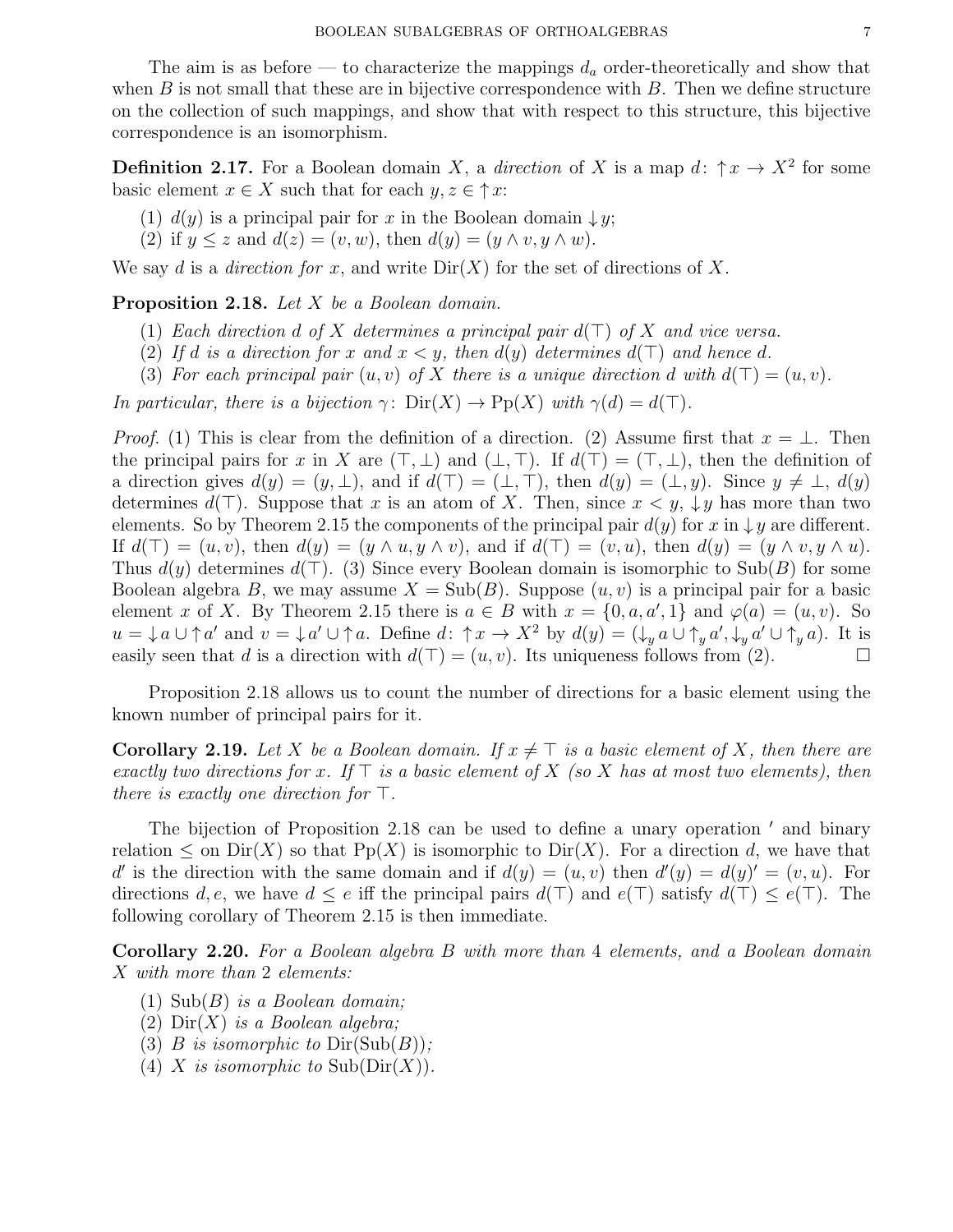The aim is as before — to characterize the mappings $d_a$ order-theoretically and show that when $B$ is not small that these are in bijective correspondence with $B$. Then we define structure on the collection of such mappings, and show that with respect to this structure, this bijective correspondence is an isomorphism.

**Definition 2.17.** For a Boolean domain $X$, a *direction* of $X$ is a map $d\colon \uparrow x \to X^2$ for some basic element $x \in X$ such that for each $y, z \in \uparrow x$:

1. $d(y)$ is a principal pair for $x$ in the Boolean domain $\downarrow y$;
2. if $y \leq z$ and $d(z) = (v, w)$, then $d(y) = (y \wedge v, y \wedge w)$.

We say $d$ is a *direction for* $x$, and write $\mathrm{Dir}(X)$ for the set of directions of $X$.

**Proposition 2.18.** *Let $X$ be a Boolean domain.*

1. *Each direction $d$ of $X$ determines a principal pair $d(\top)$ of $X$ and vice versa.*
2. *If $d$ is a direction for $x$ and $x < y$, then $d(y)$ determines $d(\top)$ and hence $d$.*
3. *For each principal pair $(u, v)$ of $X$ there is a unique direction $d$ with $d(\top) = (u, v)$.*

*In particular, there is a bijection $\gamma\colon \mathrm{Dir}(X) \to \mathrm{Pp}(X)$ with $\gamma(d) = d(\top)$.*

*Proof.* (1) This is clear from the definition of a direction. (2) Assume first that $x = \bot$. Then the principal pairs for $x$ in $X$ are $(\top, \bot)$ and $(\bot, \top)$. If $d(\top) = (\top, \bot)$, then the definition of a direction gives $d(y) = (y, \bot)$, and if $d(\top) = (\bot, \top)$, then $d(y) = (\bot, y)$. Since $y \neq \bot$, $d(y)$ determines $d(\top)$. Suppose that $x$ is an atom of $X$. Then, since $x < y$, $\downarrow y$ has more than two elements. So by Theorem 2.15 the components of the principal pair $d(y)$ for $x$ in $\downarrow y$ are different. If $d(\top) = (u, v)$, then $d(y) = (y \wedge u, y \wedge v)$, and if $d(\top) = (v, u)$, then $d(y) = (y \wedge v, y \wedge u)$. Thus $d(y)$ determines $d(\top)$. (3) Since every Boolean domain is isomorphic to $\mathrm{Sub}(B)$ for some Boolean algebra $B$, we may assume $X = \mathrm{Sub}(B)$. Suppose $(u, v)$ is a principal pair for a basic element $x$ of $X$. By Theorem 2.15 there is $a \in B$ with $x = \{0, a, a', 1\}$ and $\varphi(a) = (u, v)$. So $u = \downarrow a \cup \uparrow a'$ and $v = \downarrow a' \cup \uparrow a$. Define $d\colon \uparrow x \to X^2$ by $d(y) = (\downarrow_y a \cup \uparrow_y a', \downarrow_y a' \cup \uparrow_y a)$. It is easily seen that $d$ is a direction with $d(\top) = (u, v)$. Its uniqueness follows from (2). $\square$

Proposition 2.18 allows us to count the number of directions for a basic element using the known number of principal pairs for it.

**Corollary 2.19.** *Let $X$ be a Boolean domain. If $x \neq \top$ is a basic element of $X$, then there are exactly two directions for $x$. If $\top$ is a basic element of $X$ (so $X$ has at most two elements), then there is exactly one direction for $\top$.*

The bijection of Proposition 2.18 can be used to define a unary operation $'$ and binary relation $\leq$ on $\mathrm{Dir}(X)$ so that $\mathrm{Pp}(X)$ is isomorphic to $\mathrm{Dir}(X)$. For a direction $d$, we have that $d'$ is the direction with the same domain and if $d(y) = (u, v)$ then $d'(y) = d(y)' = (v, u)$. For directions $d, e$, we have $d \leq e$ iff the principal pairs $d(\top)$ and $e(\top)$ satisfy $d(\top) \leq e(\top)$. The following corollary of Theorem 2.15 is then immediate.

**Corollary 2.20.** *For a Boolean algebra $B$ with more than 4 elements, and a Boolean domain $X$ with more than 2 elements:*

1. *$\mathrm{Sub}(B)$ is a Boolean domain;*
2. *$\mathrm{Dir}(X)$ is a Boolean algebra;*
3. *$B$ is isomorphic to $\mathrm{Dir}(\mathrm{Sub}(B))$;*
4. *$X$ is isomorphic to $\mathrm{Sub}(\mathrm{Dir}(X))$.*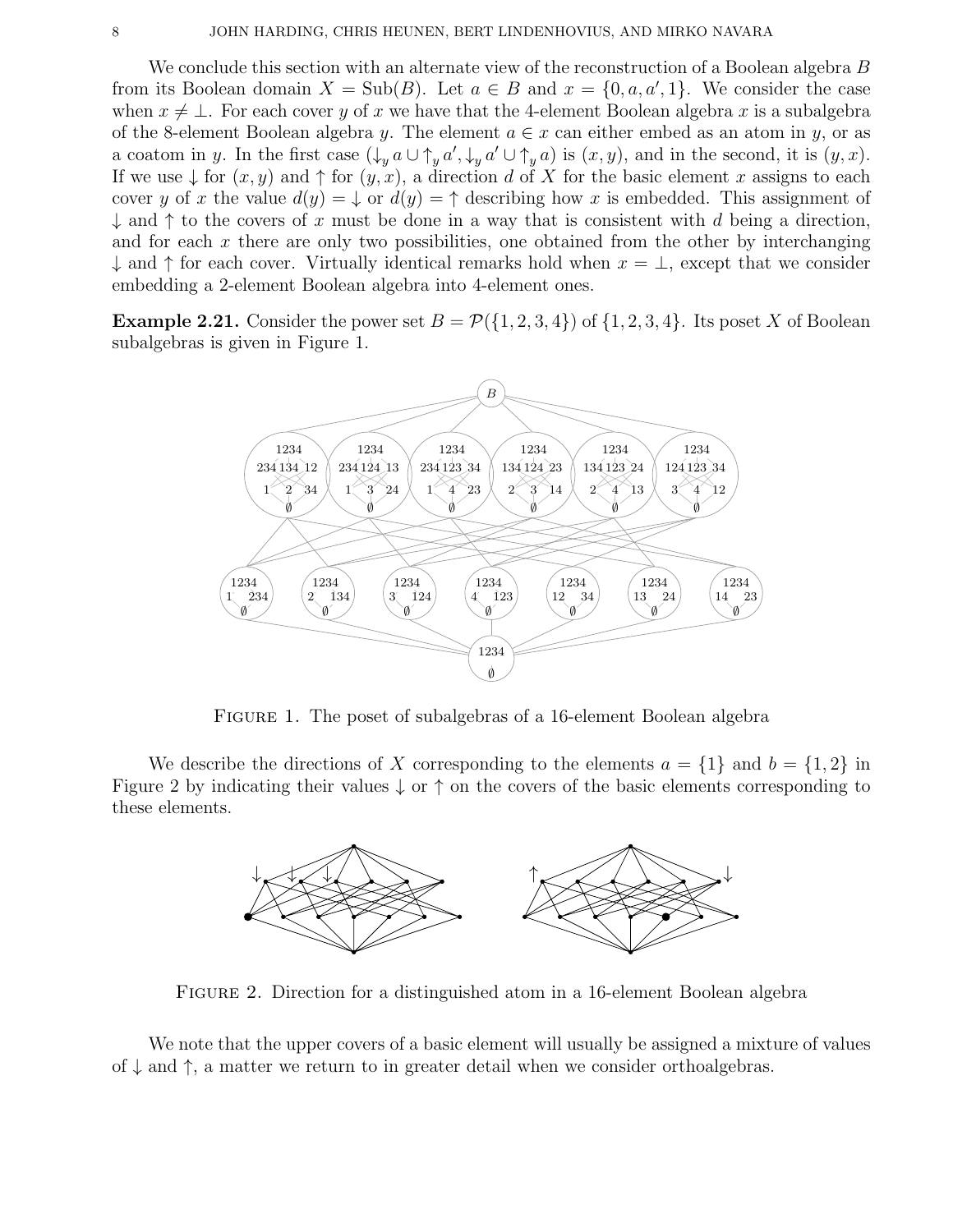We conclude this section with an alternate view of the reconstruction of a Boolean algebra $B$ from its Boolean domain $X = \mathrm{Sub}(B)$. Let $a \in B$ and $x = \{0, a, a', 1\}$. We consider the case when $x \neq \bot$. For each cover $y$ of $x$ we have that the 4-element Boolean algebra $x$ is a subalgebra of the 8-element Boolean algebra $y$. The element $a \in x$ can either embed as an atom in $y$, or as a coatom in $y$. In the first case $(\downarrow_y a \cup \uparrow_y a', \downarrow_y a' \cup \uparrow_y a)$ is $(x, y)$, and in the second, it is $(y, x)$. If we use $\downarrow$ for $(x, y)$ and $\uparrow$ for $(y, x)$, a direction $d$ of $X$ for the basic element $x$ assigns to each cover $y$ of $x$ the value $d(y) = \downarrow$ or $d(y) = \uparrow$ describing how $x$ is embedded. This assignment of $\downarrow$ and $\uparrow$ to the covers of $x$ must be done in a way that is consistent with $d$ being a direction, and for each $x$ there are only two possibilities, one obtained from the other by interchanging $\downarrow$ and $\uparrow$ for each cover. Virtually identical remarks hold when $x = \bot$, except that we consider embedding a 2-element Boolean algebra into 4-element ones.

**Example 2.21.** Consider the power set $B = \mathcal{P}(\{1, 2, 3, 4\})$ of $\{1, 2, 3, 4\}$. Its poset $X$ of Boolean subalgebras is given in Figure 1.

FIGURE 1. The poset of subalgebras of a 16-element Boolean algebra

We describe the directions of $X$ corresponding to the elements $a = \{1\}$ and $b = \{1, 2\}$ in Figure 2 by indicating their values $\downarrow$ or $\uparrow$ on the covers of the basic elements corresponding to these elements.

FIGURE 2. Direction for a distinguished atom in a 16-element Boolean algebra

We note that the upper covers of a basic element will usually be assigned a mixture of values of $\downarrow$ and $\uparrow$, a matter we return to in greater detail when we consider orthoalgebras.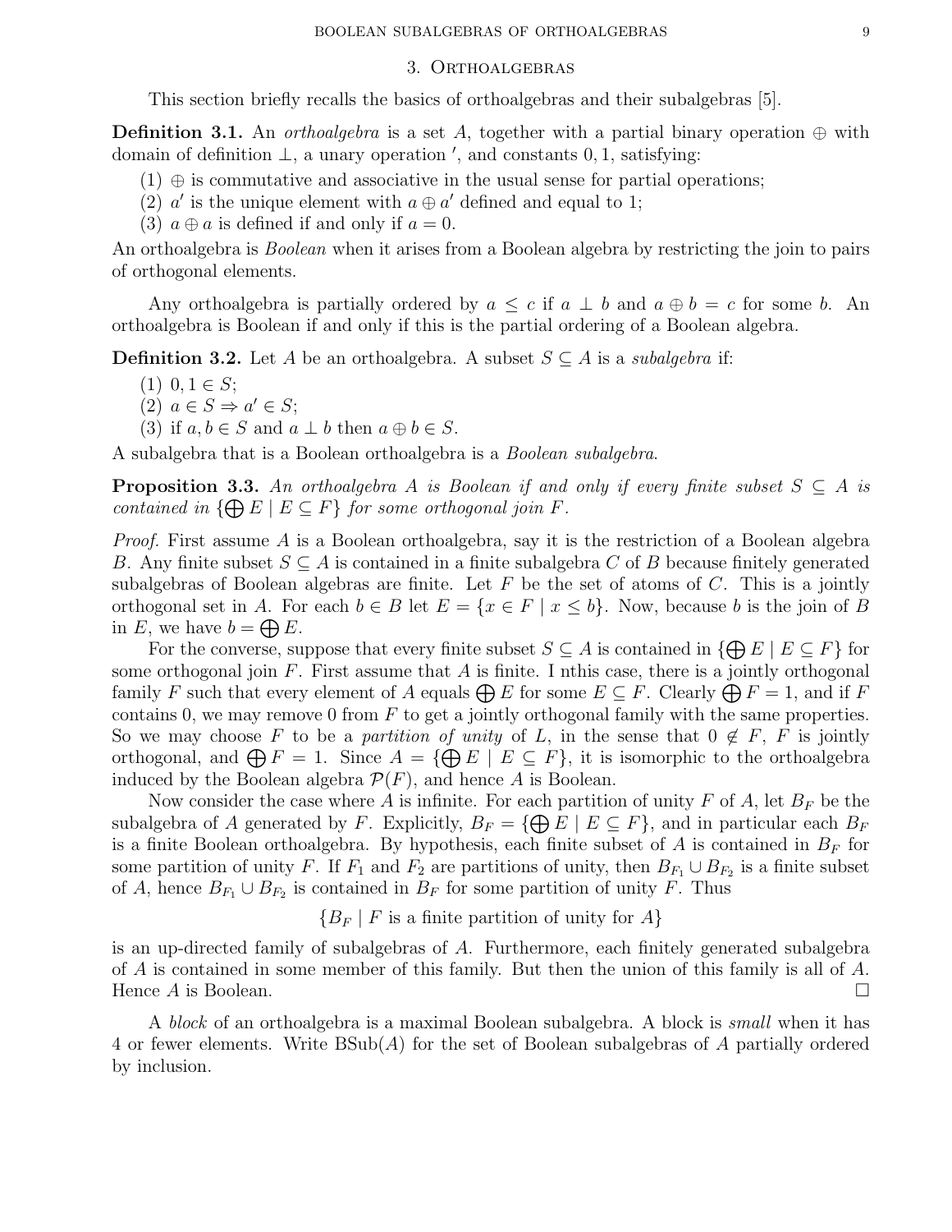## 3. Orthoalgebras

This section briefly recalls the basics of orthoalgebras and their subalgebras [5].

**Definition 3.1.** An *orthoalgebra* is a set $A$, together with a partial binary operation $\oplus$ with domain of definition $\perp$, a unary operation $'$, and constants $0, 1$, satisfying:

(1) $\oplus$ is commutative and associative in the usual sense for partial operations;
(2) $a'$ is the unique element with $a \oplus a'$ defined and equal to 1;
(3) $a \oplus a$ is defined if and only if $a = 0$.

An orthoalgebra is *Boolean* when it arises from a Boolean algebra by restricting the join to pairs of orthogonal elements.

Any orthoalgebra is partially ordered by $a \leq c$ if $a \perp b$ and $a \oplus b = c$ for some $b$. An orthoalgebra is Boolean if and only if this is the partial ordering of a Boolean algebra.

**Definition 3.2.** Let $A$ be an orthoalgebra. A subset $S \subseteq A$ is a *subalgebra* if:

(1) $0, 1 \in S$;
(2) $a \in S \Rightarrow a' \in S$;
(3) if $a, b \in S$ and $a \perp b$ then $a \oplus b \in S$.

A subalgebra that is a Boolean orthoalgebra is a *Boolean subalgebra*.

**Proposition 3.3.** *An orthoalgebra $A$ is Boolean if and only if every finite subset $S \subseteq A$ is contained in $\{\bigoplus E \mid E \subseteq F\}$ for some orthogonal join $F$.*

*Proof.* First assume $A$ is a Boolean orthoalgebra, say it is the restriction of a Boolean algebra $B$. Any finite subset $S \subseteq A$ is contained in a finite subalgebra $C$ of $B$ because finitely generated subalgebras of Boolean algebras are finite. Let $F$ be the set of atoms of $C$. This is a jointly orthogonal set in $A$. For each $b \in B$ let $E = \{x \in F \mid x \leq b\}$. Now, because $b$ is the join of $B$ in $E$, we have $b = \bigoplus E$.

For the converse, suppose that every finite subset $S \subseteq A$ is contained in $\{\bigoplus E \mid E \subseteq F\}$ for some orthogonal join $F$. First assume that $A$ is finite. I nthis case, there is a jointly orthogonal family $F$ such that every element of $A$ equals $\bigoplus E$ for some $E \subseteq F$. Clearly $\bigoplus F = 1$, and if $F$ contains 0, we may remove 0 from $F$ to get a jointly orthogonal family with the same properties. So we may choose $F$ to be a *partition of unity* of $L$, in the sense that $0 \notin F$, $F$ is jointly orthogonal, and $\bigoplus F = 1$. Since $A = \{\bigoplus E \mid E \subseteq F\}$, it is isomorphic to the orthoalgebra induced by the Boolean algebra $\mathcal{P}(F)$, and hence $A$ is Boolean.

Now consider the case where $A$ is infinite. For each partition of unity $F$ of $A$, let $B_F$ be the subalgebra of $A$ generated by $F$. Explicitly, $B_F = \{\bigoplus E \mid E \subseteq F\}$, and in particular each $B_F$ is a finite Boolean orthoalgebra. By hypothesis, each finite subset of $A$ is contained in $B_F$ for some partition of unity $F$. If $F_1$ and $F_2$ are partitions of unity, then $B_{F_1} \cup B_{F_2}$ is a finite subset of $A$, hence $B_{F_1} \cup B_{F_2}$ is contained in $B_F$ for some partition of unity $F$. Thus

$$\{B_F \mid F \text{ is a finite partition of unity for } A\}$$

is an up-directed family of subalgebras of $A$. Furthermore, each finitely generated subalgebra of $A$ is contained in some member of this family. But then the union of this family is all of $A$. Hence $A$ is Boolean. $\square$

A *block* of an orthoalgebra is a maximal Boolean subalgebra. A block is *small* when it has 4 or fewer elements. Write $\mathrm{BSub}(A)$ for the set of Boolean subalgebras of $A$ partially ordered by inclusion.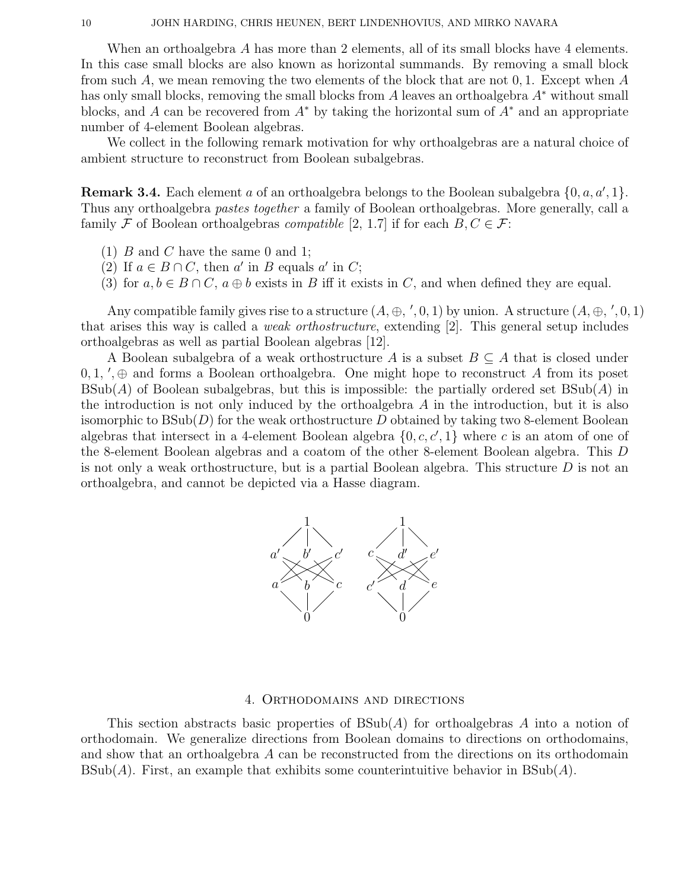When an orthoalgebra $A$ has more than 2 elements, all of its small blocks have 4 elements. In this case small blocks are also known as horizontal summands. By removing a small block from such $A$, we mean removing the two elements of the block that are not $0, 1$. Except when $A$ has only small blocks, removing the small blocks from $A$ leaves an orthoalgebra $A^*$ without small blocks, and $A$ can be recovered from $A^*$ by taking the horizontal sum of $A^*$ and an appropriate number of 4-element Boolean algebras.

We collect in the following remark motivation for why orthoalgebras are a natural choice of ambient structure to reconstruct from Boolean subalgebras.

**Remark 3.4.** Each element $a$ of an orthoalgebra belongs to the Boolean subalgebra $\{0, a, a', 1\}$. Thus any orthoalgebra *pastes together* a family of Boolean orthoalgebras. More generally, call a family $\mathcal{F}$ of Boolean orthoalgebras *compatible* [2, 1.7] if for each $B, C \in \mathcal{F}$:

(1) $B$ and $C$ have the same 0 and 1;
(2) If $a \in B \cap C$, then $a'$ in $B$ equals $a'$ in $C$;
(3) for $a, b \in B \cap C$, $a \oplus b$ exists in $B$ iff it exists in $C$, and when defined they are equal.

Any compatible family gives rise to a structure $(A, \oplus, ', 0, 1)$ by union. A structure $(A, \oplus, ', 0, 1)$ that arises this way is called a *weak orthostructure*, extending [2]. This general setup includes orthoalgebras as well as partial Boolean algebras [12].

A Boolean subalgebra of a weak orthostructure $A$ is a subset $B \subseteq A$ that is closed under $0, 1, ', \oplus$ and forms a Boolean orthoalgebra. One might hope to reconstruct $A$ from its poset $\mathrm{BSub}(A)$ of Boolean subalgebras, but this is impossible: the partially ordered set $\mathrm{BSub}(A)$ in the introduction is not only induced by the orthoalgebra $A$ in the introduction, but it is also isomorphic to $\mathrm{BSub}(D)$ for the weak orthostructure $D$ obtained by taking two 8-element Boolean algebras that intersect in a 4-element Boolean algebra $\{0, c, c', 1\}$ where $c$ is an atom of one of the 8-element Boolean algebras and a coatom of the other 8-element Boolean algebra. This $D$ is not only a weak orthostructure, but is a partial Boolean algebra. This structure $D$ is not an orthoalgebra, and cannot be depicted via a Hasse diagram.

## 4. Orthodomains and directions

This section abstracts basic properties of $\mathrm{BSub}(A)$ for orthoalgebras $A$ into a notion of orthodomain. We generalize directions from Boolean domains to directions on orthodomains, and show that an orthoalgebra $A$ can be reconstructed from the directions on its orthodomain $\mathrm{BSub}(A)$. First, an example that exhibits some counterintuitive behavior in $\mathrm{BSub}(A)$.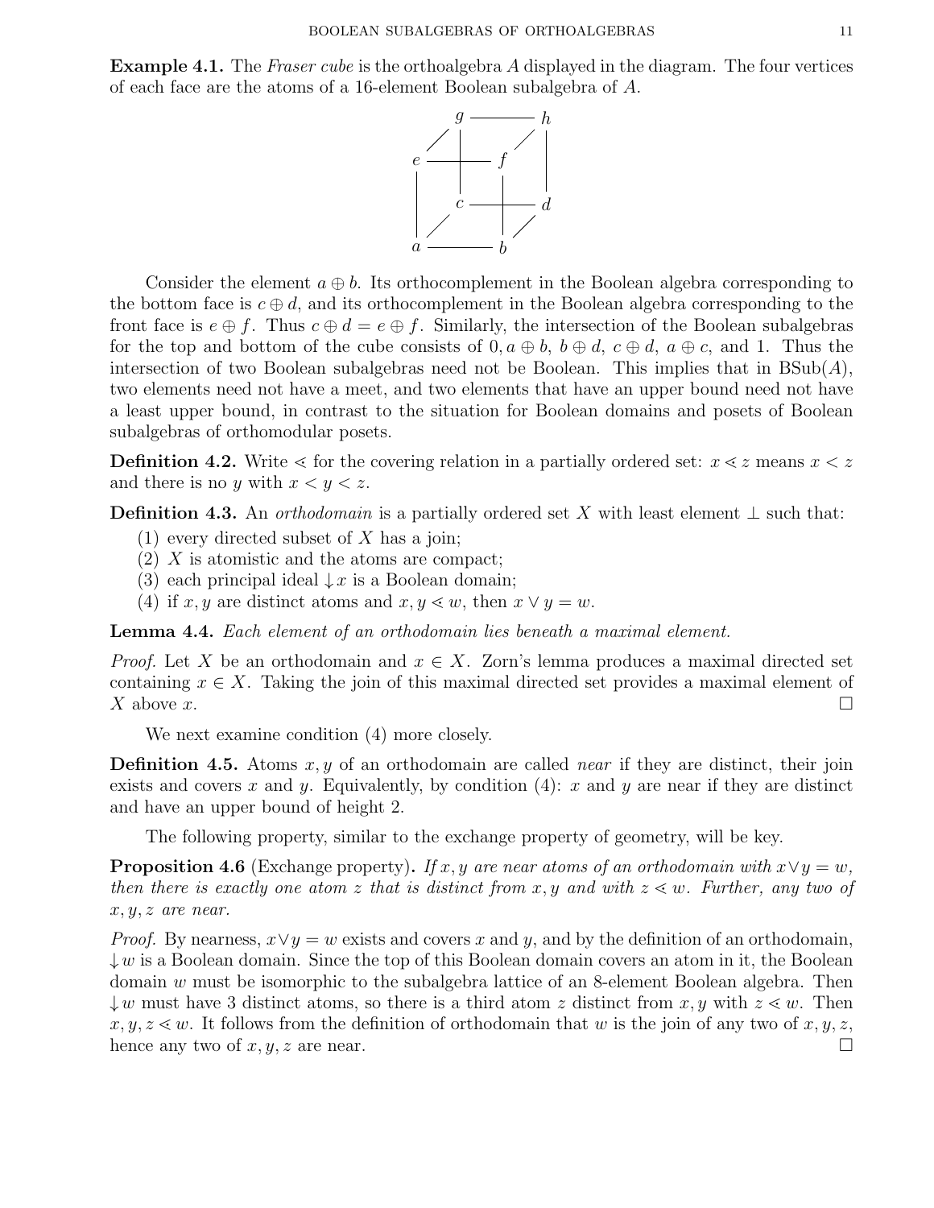**Example 4.1.** The *Fraser cube* is the orthoalgebra $A$ displayed in the diagram. The four vertices of each face are the atoms of a 16-element Boolean subalgebra of $A$.

Consider the element $a \oplus b$. Its orthocomplement in the Boolean algebra corresponding to the bottom face is $c \oplus d$, and its orthocomplement in the Boolean algebra corresponding to the front face is $e \oplus f$. Thus $c \oplus d = e \oplus f$. Similarly, the intersection of the Boolean subalgebras for the top and bottom of the cube consists of $0, a \oplus b,\ b \oplus d,\ c \oplus d,\ a \oplus c$, and 1. Thus the intersection of two Boolean subalgebras need not be Boolean. This implies that in $\mathrm{BSub}(A)$, two elements need not have a meet, and two elements that have an upper bound need not have a least upper bound, in contrast to the situation for Boolean domains and posets of Boolean subalgebras of orthomodular posets.

**Definition 4.2.** Write $\lessdot$ for the covering relation in a partially ordered set: $x \lessdot z$ means $x < z$ and there is no $y$ with $x < y < z$.

**Definition 4.3.** An *orthodomain* is a partially ordered set $X$ with least element $\perp$ such that:

1. every directed subset of $X$ has a join;
2. $X$ is atomistic and the atoms are compact;
3. each principal ideal $\downarrow x$ is a Boolean domain;
4. if $x, y$ are distinct atoms and $x, y \lessdot w$, then $x \vee y = w$.

**Lemma 4.4.** *Each element of an orthodomain lies beneath a maximal element.*

*Proof.* Let $X$ be an orthodomain and $x \in X$. Zorn's lemma produces a maximal directed set containing $x \in X$. Taking the join of this maximal directed set provides a maximal element of $X$ above $x$. $\square$

We next examine condition (4) more closely.

**Definition 4.5.** Atoms $x, y$ of an orthodomain are called *near* if they are distinct, their join exists and covers $x$ and $y$. Equivalently, by condition (4): $x$ and $y$ are near if they are distinct and have an upper bound of height 2.

The following property, similar to the exchange property of geometry, will be key.

**Proposition 4.6** (Exchange property)**.** *If $x, y$ are near atoms of an orthodomain with $x \vee y = w$, then there is exactly one atom $z$ that is distinct from $x, y$ and with $z \lessdot w$. Further, any two of $x, y, z$ are near.*

*Proof.* By nearness, $x \vee y = w$ exists and covers $x$ and $y$, and by the definition of an orthodomain, $\downarrow w$ is a Boolean domain. Since the top of this Boolean domain covers an atom in it, the Boolean domain $w$ must be isomorphic to the subalgebra lattice of an 8-element Boolean algebra. Then $\downarrow w$ must have 3 distinct atoms, so there is a third atom $z$ distinct from $x, y$ with $z \lessdot w$. Then $x, y, z \lessdot w$. It follows from the definition of orthodomain that $w$ is the join of any two of $x, y, z$, hence any two of $x, y, z$ are near. $\square$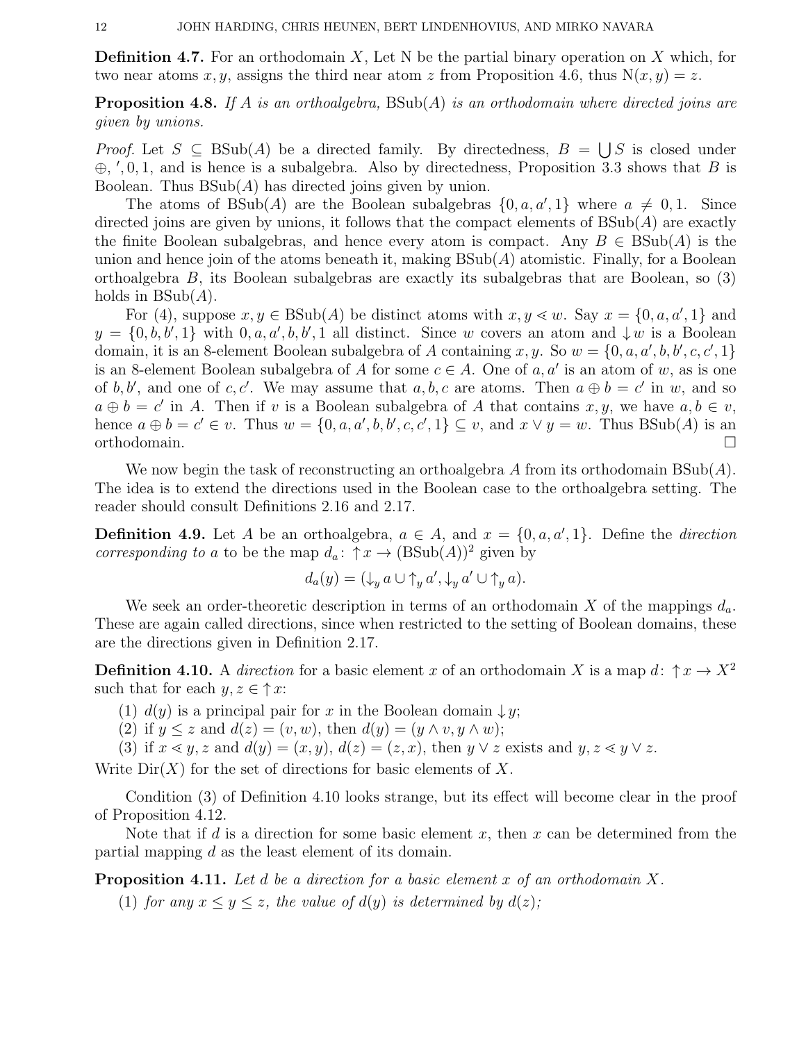**Definition 4.7.** For an orthodomain $X$, Let N be the partial binary operation on $X$ which, for two near atoms $x, y$, assigns the third near atom $z$ from Proposition 4.6, thus $\mathrm{N}(x, y) = z$.

**Proposition 4.8.** *If $A$ is an orthoalgebra, $\mathrm{BSub}(A)$ is an orthodomain where directed joins are given by unions.*

*Proof.* Let $S \subseteq \mathrm{BSub}(A)$ be a directed family. By directedness, $B = \bigcup S$ is closed under $\oplus, ', 0, 1$, and is hence is a subalgebra. Also by directedness, Proposition 3.3 shows that $B$ is Boolean. Thus $\mathrm{BSub}(A)$ has directed joins given by union.

The atoms of $\mathrm{BSub}(A)$ are the Boolean subalgebras $\{0, a, a', 1\}$ where $a \neq 0, 1$. Since directed joins are given by unions, it follows that the compact elements of $\mathrm{BSub}(A)$ are exactly the finite Boolean subalgebras, and hence every atom is compact. Any $B \in \mathrm{BSub}(A)$ is the union and hence join of the atoms beneath it, making $\mathrm{BSub}(A)$ atomistic. Finally, for a Boolean orthoalgebra $B$, its Boolean subalgebras are exactly its subalgebras that are Boolean, so (3) holds in $\mathrm{BSub}(A)$.

For (4), suppose $x, y \in \mathrm{BSub}(A)$ be distinct atoms with $x, y \lessdot w$. Say $x = \{0, a, a', 1\}$ and $y = \{0, b, b', 1\}$ with $0, a, a', b, b', 1$ all distinct. Since $w$ covers an atom and $\downarrow w$ is a Boolean domain, it is an 8-element Boolean subalgebra of $A$ containing $x, y$. So $w = \{0, a, a', b, b', c, c', 1\}$ is an 8-element Boolean subalgebra of $A$ for some $c \in A$. One of $a, a'$ is an atom of $w$, as is one of $b, b'$, and one of $c, c'$. We may assume that $a, b, c$ are atoms. Then $a \oplus b = c'$ in $w$, and so $a \oplus b = c'$ in $A$. Then if $v$ is a Boolean subalgebra of $A$ that contains $x, y$, we have $a, b \in v$, hence $a \oplus b = c' \in v$. Thus $w = \{0, a, a', b, b', c, c', 1\} \subseteq v$, and $x \vee y = w$. Thus $\mathrm{BSub}(A)$ is an orthodomain. $\square$

We now begin the task of reconstructing an orthoalgebra $A$ from its orthodomain $\mathrm{BSub}(A)$. The idea is to extend the directions used in the Boolean case to the orthoalgebra setting. The reader should consult Definitions 2.16 and 2.17.

**Definition 4.9.** Let $A$ be an orthoalgebra, $a \in A$, and $x = \{0, a, a', 1\}$. Define the *direction corresponding to $a$* to be the map $d_a \colon \uparrow x \to (\mathrm{BSub}(A))^2$ given by

$$d_a(y) = (\downarrow_y a \cup \uparrow_y a', \downarrow_y a' \cup \uparrow_y a).$$

We seek an order-theoretic description in terms of an orthodomain $X$ of the mappings $d_a$. These are again called directions, since when restricted to the setting of Boolean domains, these are the directions given in Definition 2.17.

**Definition 4.10.** A *direction* for a basic element $x$ of an orthodomain $X$ is a map $d \colon \uparrow x \to X^2$ such that for each $y, z \in \uparrow x$:

1. $d(y)$ is a principal pair for $x$ in the Boolean domain $\downarrow y$;
2. if $y \leq z$ and $d(z) = (v, w)$, then $d(y) = (y \wedge v, y \wedge w)$;
3. if $x \lessdot y, z$ and $d(y) = (x, y)$, $d(z) = (z, x)$, then $y \vee z$ exists and $y, z \lessdot y \vee z$.

Write $\mathrm{Dir}(X)$ for the set of directions for basic elements of $X$.

Condition (3) of Definition 4.10 looks strange, but its effect will become clear in the proof of Proposition 4.12.

Note that if $d$ is a direction for some basic element $x$, then $x$ can be determined from the partial mapping $d$ as the least element of its domain.

**Proposition 4.11.** *Let $d$ be a direction for a basic element $x$ of an orthodomain $X$.*

1. *for any $x \leq y \leq z$, the value of $d(y)$ is determined by $d(z)$;*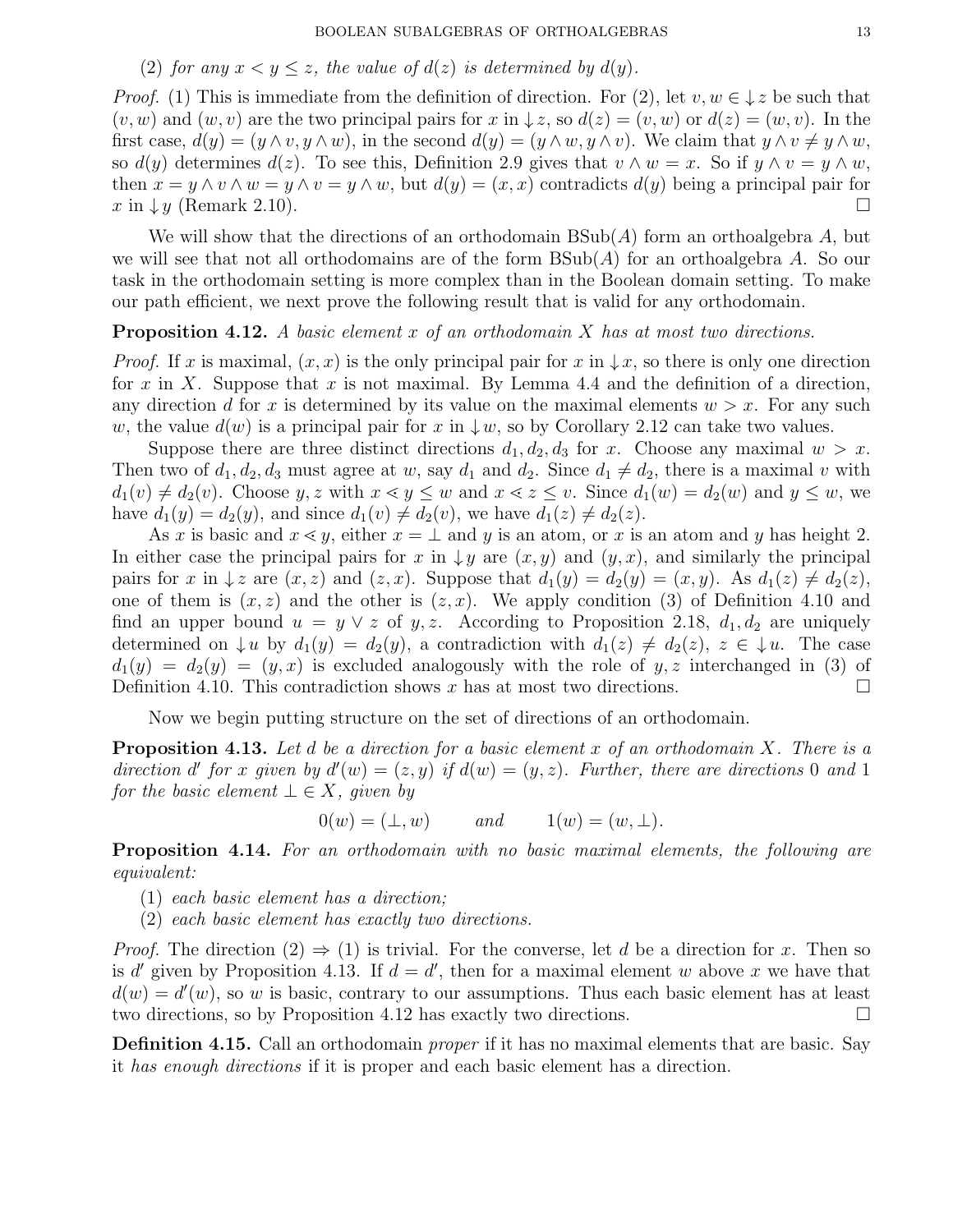(2) *for any $x < y \leq z$, the value of $d(z)$ is determined by $d(y)$.*

*Proof.* (1) This is immediate from the definition of direction. For (2), let $v, w \in \downarrow z$ be such that $(v, w)$ and $(w, v)$ are the two principal pairs for $x$ in $\downarrow z$, so $d(z) = (v, w)$ or $d(z) = (w, v)$. In the first case, $d(y) = (y \wedge v, y \wedge w)$, in the second $d(y) = (y \wedge w, y \wedge v)$. We claim that $y \wedge v \neq y \wedge w$, so $d(y)$ determines $d(z)$. To see this, Definition 2.9 gives that $v \wedge w = x$. So if $y \wedge v = y \wedge w$, then $x = y \wedge v \wedge w = y \wedge v = y \wedge w$, but $d(y) = (x, x)$ contradicts $d(y)$ being a principal pair for $x$ in $\downarrow y$ (Remark 2.10). $\square$

We will show that the directions of an orthodomain $\mathrm{BSub}(A)$ form an orthoalgebra $A$, but we will see that not all orthodomains are of the form $\mathrm{BSub}(A)$ for an orthoalgebra $A$. So our task in the orthodomain setting is more complex than in the Boolean domain setting. To make our path efficient, we next prove the following result that is valid for any orthodomain.

**Proposition 4.12.** *A basic element $x$ of an orthodomain $X$ has at most two directions.*

*Proof.* If $x$ is maximal, $(x, x)$ is the only principal pair for $x$ in $\downarrow x$, so there is only one direction for $x$ in $X$. Suppose that $x$ is not maximal. By Lemma 4.4 and the definition of a direction, any direction $d$ for $x$ is determined by its value on the maximal elements $w > x$. For any such $w$, the value $d(w)$ is a principal pair for $x$ in $\downarrow w$, so by Corollary 2.12 can take two values.

Suppose there are three distinct directions $d_1, d_2, d_3$ for $x$. Choose any maximal $w > x$. Then two of $d_1, d_2, d_3$ must agree at $w$, say $d_1$ and $d_2$. Since $d_1 \neq d_2$, there is a maximal $v$ with $d_1(v) \neq d_2(v)$. Choose $y, z$ with $x \lessdot y \leq w$ and $x \lessdot z \leq v$. Since $d_1(w) = d_2(w)$ and $y \leq w$, we have $d_1(y) = d_2(y)$, and since $d_1(v) \neq d_2(v)$, we have $d_1(z) \neq d_2(z)$.

As $x$ is basic and $x \lessdot y$, either $x = \perp$ and $y$ is an atom, or $x$ is an atom and $y$ has height 2. In either case the principal pairs for $x$ in $\downarrow y$ are $(x, y)$ and $(y, x)$, and similarly the principal pairs for $x$ in $\downarrow z$ are $(x, z)$ and $(z, x)$. Suppose that $d_1(y) = d_2(y) = (x, y)$. As $d_1(z) \neq d_2(z)$, one of them is $(x, z)$ and the other is $(z, x)$. We apply condition (3) of Definition 4.10 and find an upper bound $u = y \vee z$ of $y, z$. According to Proposition 2.18, $d_1, d_2$ are uniquely determined on $\downarrow u$ by $d_1(y) = d_2(y)$, a contradiction with $d_1(z) \neq d_2(z)$, $z \in \downarrow u$. The case $d_1(y) = d_2(y) = (y, x)$ is excluded analogously with the role of $y, z$ interchanged in (3) of Definition 4.10. This contradiction shows $x$ has at most two directions. $\square$

Now we begin putting structure on the set of directions of an orthodomain.

**Proposition 4.13.** *Let $d$ be a direction for a basic element $x$ of an orthodomain $X$. There is a direction $d'$ for $x$ given by $d'(w) = (z, y)$ if $d(w) = (y, z)$. Further, there are directions 0 and 1 for the basic element $\perp \in X$, given by*

$$0(w) = (\perp, w) \qquad \text{and} \qquad 1(w) = (w, \perp).$$

**Proposition 4.14.** *For an orthodomain with no basic maximal elements, the following are equivalent:*

1. *each basic element has a direction;*
2. *each basic element has exactly two directions.*

*Proof.* The direction (2) $\Rightarrow$ (1) is trivial. For the converse, let $d$ be a direction for $x$. Then so is $d'$ given by Proposition 4.13. If $d = d'$, then for a maximal element $w$ above $x$ we have that $d(w) = d'(w)$, so $w$ is basic, contrary to our assumptions. Thus each basic element has at least two directions, so by Proposition 4.12 has exactly two directions. $\square$

**Definition 4.15.** Call an orthodomain *proper* if it has no maximal elements that are basic. Say it *has enough directions* if it is proper and each basic element has a direction.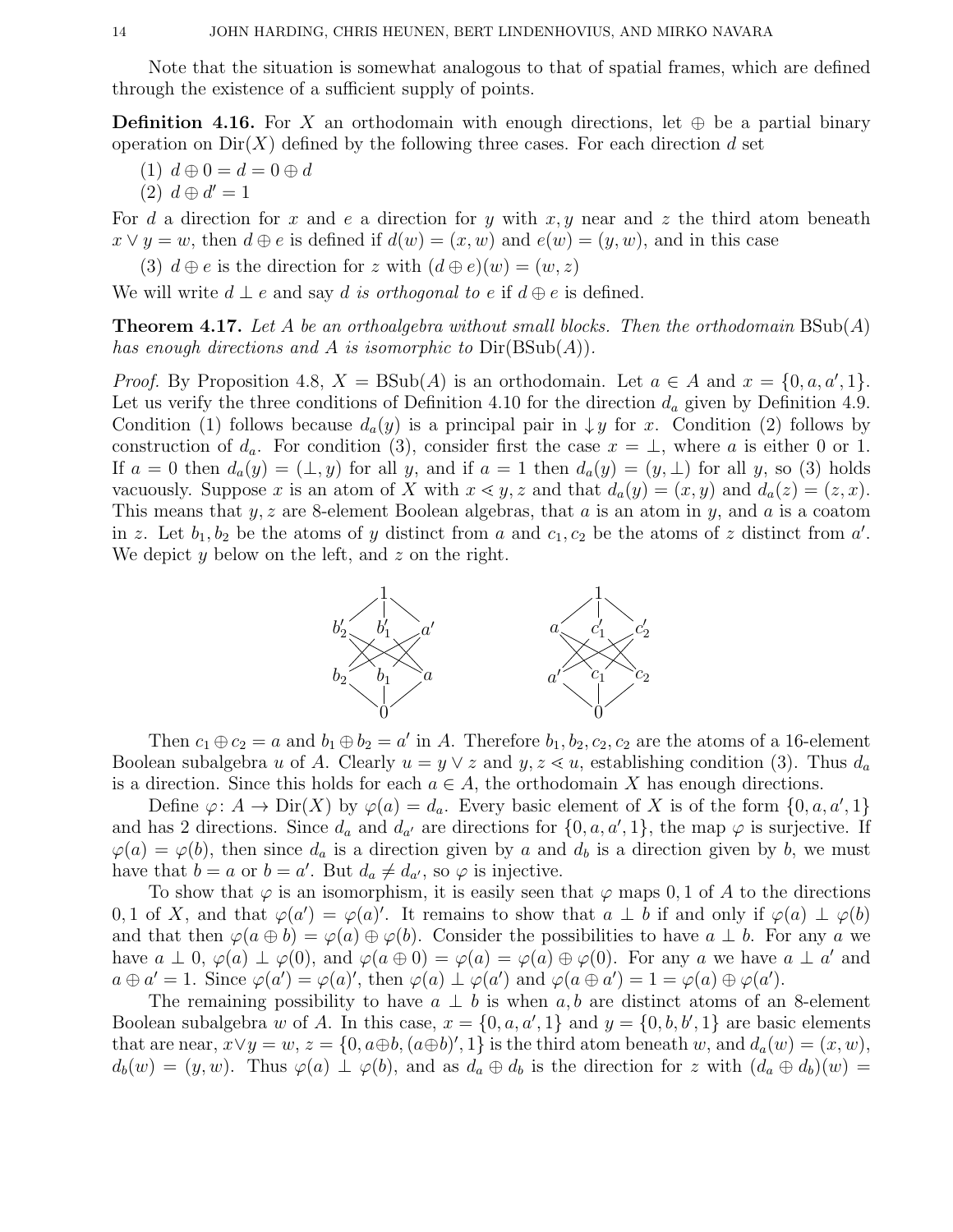Note that the situation is somewhat analogous to that of spatial frames, which are defined through the existence of a sufficient supply of points.

**Definition 4.16.** For $X$ an orthodomain with enough directions, let $\oplus$ be a partial binary operation on $\mathrm{Dir}(X)$ defined by the following three cases. For each direction $d$ set

(1) $d \oplus 0 = d = 0 \oplus d$

(2) $d \oplus d' = 1$

For $d$ a direction for $x$ and $e$ a direction for $y$ with $x, y$ near and $z$ the third atom beneath $x \vee y = w$, then $d \oplus e$ is defined if $d(w) = (x, w)$ and $e(w) = (y, w)$, and in this case

(3) $d \oplus e$ is the direction for $z$ with $(d \oplus e)(w) = (w, z)$

We will write $d \perp e$ and say *$d$ is orthogonal to $e$* if $d \oplus e$ is defined.

**Theorem 4.17.** *Let $A$ be an orthoalgebra without small blocks. Then the orthodomain $\mathrm{BSub}(A)$ has enough directions and $A$ is isomorphic to $\mathrm{Dir}(\mathrm{BSub}(A))$.*

*Proof.* By Proposition 4.8, $X = \mathrm{BSub}(A)$ is an orthodomain. Let $a \in A$ and $x = \{0, a, a', 1\}$. Let us verify the three conditions of Definition 4.10 for the direction $d_a$ given by Definition 4.9. Condition (1) follows because $d_a(y)$ is a principal pair in $\downarrow y$ for $x$. Condition (2) follows by construction of $d_a$. For condition (3), consider first the case $x = \perp$, where $a$ is either 0 or 1. If $a = 0$ then $d_a(y) = (\perp, y)$ for all $y$, and if $a = 1$ then $d_a(y) = (y, \perp)$ for all $y$, so (3) holds vacuously. Suppose $x$ is an atom of $X$ with $x \lessdot y, z$ and that $d_a(y) = (x, y)$ and $d_a(z) = (z, x)$. This means that $y, z$ are 8-element Boolean algebras, that $a$ is an atom in $y$, and $a$ is a coatom in $z$. Let $b_1, b_2$ be the atoms of $y$ distinct from $a$ and $c_1, c_2$ be the atoms of $z$ distinct from $a'$. We depict $y$ below on the left, and $z$ on the right.

Then $c_1 \oplus c_2 = a$ and $b_1 \oplus b_2 = a'$ in $A$. Therefore $b_1, b_2, c_2, c_2$ are the atoms of a 16-element Boolean subalgebra $u$ of $A$. Clearly $u = y \vee z$ and $y, z \lessdot u$, establishing condition (3). Thus $d_a$ is a direction. Since this holds for each $a \in A$, the orthodomain $X$ has enough directions.

Define $\varphi\colon A \to \mathrm{Dir}(X)$ by $\varphi(a) = d_a$. Every basic element of $X$ is of the form $\{0, a, a', 1\}$ and has 2 directions. Since $d_a$ and $d_{a'}$ are directions for $\{0, a, a', 1\}$, the map $\varphi$ is surjective. If $\varphi(a) = \varphi(b)$, then since $d_a$ is a direction given by $a$ and $d_b$ is a direction given by $b$, we must have that $b = a$ or $b = a'$. But $d_a \neq d_{a'}$, so $\varphi$ is injective.

To show that $\varphi$ is an isomorphism, it is easily seen that $\varphi$ maps $0, 1$ of $A$ to the directions $0, 1$ of $X$, and that $\varphi(a') = \varphi(a)'$. It remains to show that $a \perp b$ if and only if $\varphi(a) \perp \varphi(b)$ and that then $\varphi(a \oplus b) = \varphi(a) \oplus \varphi(b)$. Consider the possibilities to have $a \perp b$. For any $a$ we have $a \perp 0$, $\varphi(a) \perp \varphi(0)$, and $\varphi(a \oplus 0) = \varphi(a) = \varphi(a) \oplus \varphi(0)$. For any $a$ we have $a \perp a'$ and $a \oplus a' = 1$. Since $\varphi(a') = \varphi(a)'$, then $\varphi(a) \perp \varphi(a')$ and $\varphi(a \oplus a') = 1 = \varphi(a) \oplus \varphi(a')$.

The remaining possibility to have $a \perp b$ is when $a, b$ are distinct atoms of an 8-element Boolean subalgebra $w$ of $A$. In this case, $x = \{0, a, a', 1\}$ and $y = \{0, b, b', 1\}$ are basic elements that are near, $x \vee y = w$, $z = \{0, a \oplus b, (a \oplus b)', 1\}$ is the third atom beneath $w$, and $d_a(w) = (x, w)$, $d_b(w) = (y, w)$. Thus $\varphi(a) \perp \varphi(b)$, and as $d_a \oplus d_b$ is the direction for $z$ with $(d_a \oplus d_b)(w) =$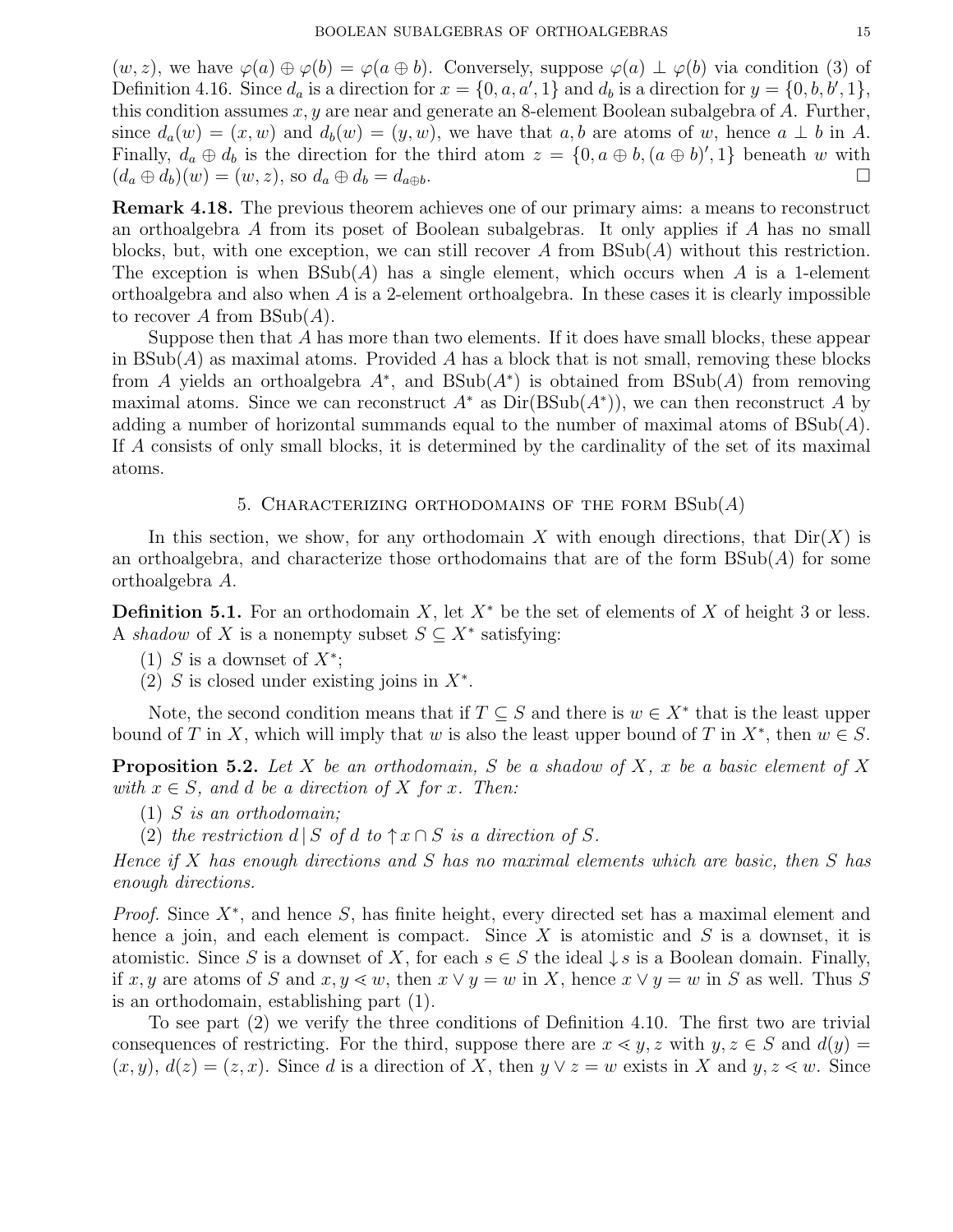$(w, z)$, we have $\varphi(a) \oplus \varphi(b) = \varphi(a \oplus b)$. Conversely, suppose $\varphi(a) \perp \varphi(b)$ via condition (3) of Definition 4.16. Since $d_a$ is a direction for $x = \{0, a, a', 1\}$ and $d_b$ is a direction for $y = \{0, b, b', 1\}$, this condition assumes $x, y$ are near and generate an 8-element Boolean subalgebra of $A$. Further, since $d_a(w) = (x, w)$ and $d_b(w) = (y, w)$, we have that $a, b$ are atoms of $w$, hence $a \perp b$ in $A$. Finally, $d_a \oplus d_b$ is the direction for the third atom $z = \{0, a \oplus b, (a \oplus b)', 1\}$ beneath $w$ with $(d_a \oplus d_b)(w) = (w, z)$, so $d_a \oplus d_b = d_{a \oplus b}$. □

**Remark 4.18.** The previous theorem achieves one of our primary aims: a means to reconstruct an orthoalgebra $A$ from its poset of Boolean subalgebras. It only applies if $A$ has no small blocks, but, with one exception, we can still recover $A$ from $\mathrm{BSub}(A)$ without this restriction. The exception is when $\mathrm{BSub}(A)$ has a single element, which occurs when $A$ is a 1-element orthoalgebra and also when $A$ is a 2-element orthoalgebra. In these cases it is clearly impossible to recover $A$ from $\mathrm{BSub}(A)$.

Suppose then that $A$ has more than two elements. If it does have small blocks, these appear in $\mathrm{BSub}(A)$ as maximal atoms. Provided $A$ has a block that is not small, removing these blocks from $A$ yields an orthoalgebra $A^*$, and $\mathrm{BSub}(A^*)$ is obtained from $\mathrm{BSub}(A)$ from removing maximal atoms. Since we can reconstruct $A^*$ as $\mathrm{Dir}(\mathrm{BSub}(A^*))$, we can then reconstruct $A$ by adding a number of horizontal summands equal to the number of maximal atoms of $\mathrm{BSub}(A)$. If $A$ consists of only small blocks, it is determined by the cardinality of the set of its maximal atoms.

## 5. Characterizing orthodomains of the form $\mathrm{BSub}(A)$

In this section, we show, for any orthodomain $X$ with enough directions, that $\mathrm{Dir}(X)$ is an orthoalgebra, and characterize those orthodomains that are of the form $\mathrm{BSub}(A)$ for some orthoalgebra $A$.

**Definition 5.1.** For an orthodomain $X$, let $X^*$ be the set of elements of $X$ of height 3 or less. A *shadow* of $X$ is a nonempty subset $S \subseteq X^*$ satisfying:

(1) $S$ is a downset of $X^*$;
(2) $S$ is closed under existing joins in $X^*$.

Note, the second condition means that if $T \subseteq S$ and there is $w \in X^*$ that is the least upper bound of $T$ in $X$, which will imply that $w$ is also the least upper bound of $T$ in $X^*$, then $w \in S$.

**Proposition 5.2.** *Let $X$ be an orthodomain, $S$ be a shadow of $X$, $x$ be a basic element of $X$ with $x \in S$, and $d$ be a direction of $X$ for $x$. Then:*

(1) *$S$ is an orthodomain;*
(2) *the restriction $d\,|\,S$ of $d$ to $\uparrow x \cap S$ is a direction of $S$.*

*Hence if $X$ has enough directions and $S$ has no maximal elements which are basic, then $S$ has enough directions.*

*Proof.* Since $X^*$, and hence $S$, has finite height, every directed set has a maximal element and hence a join, and each element is compact. Since $X$ is atomistic and $S$ is a downset, it is atomistic. Since $S$ is a downset of $X$, for each $s \in S$ the ideal $\downarrow s$ is a Boolean domain. Finally, if $x, y$ are atoms of $S$ and $x, y \lessdot w$, then $x \vee y = w$ in $X$, hence $x \vee y = w$ in $S$ as well. Thus $S$ is an orthodomain, establishing part (1).

To see part (2) we verify the three conditions of Definition 4.10. The first two are trivial consequences of restricting. For the third, suppose there are $x \lessdot y, z$ with $y, z \in S$ and $d(y) = (x, y)$, $d(z) = (z, x)$. Since $d$ is a direction of $X$, then $y \vee z = w$ exists in $X$ and $y, z \lessdot w$. Since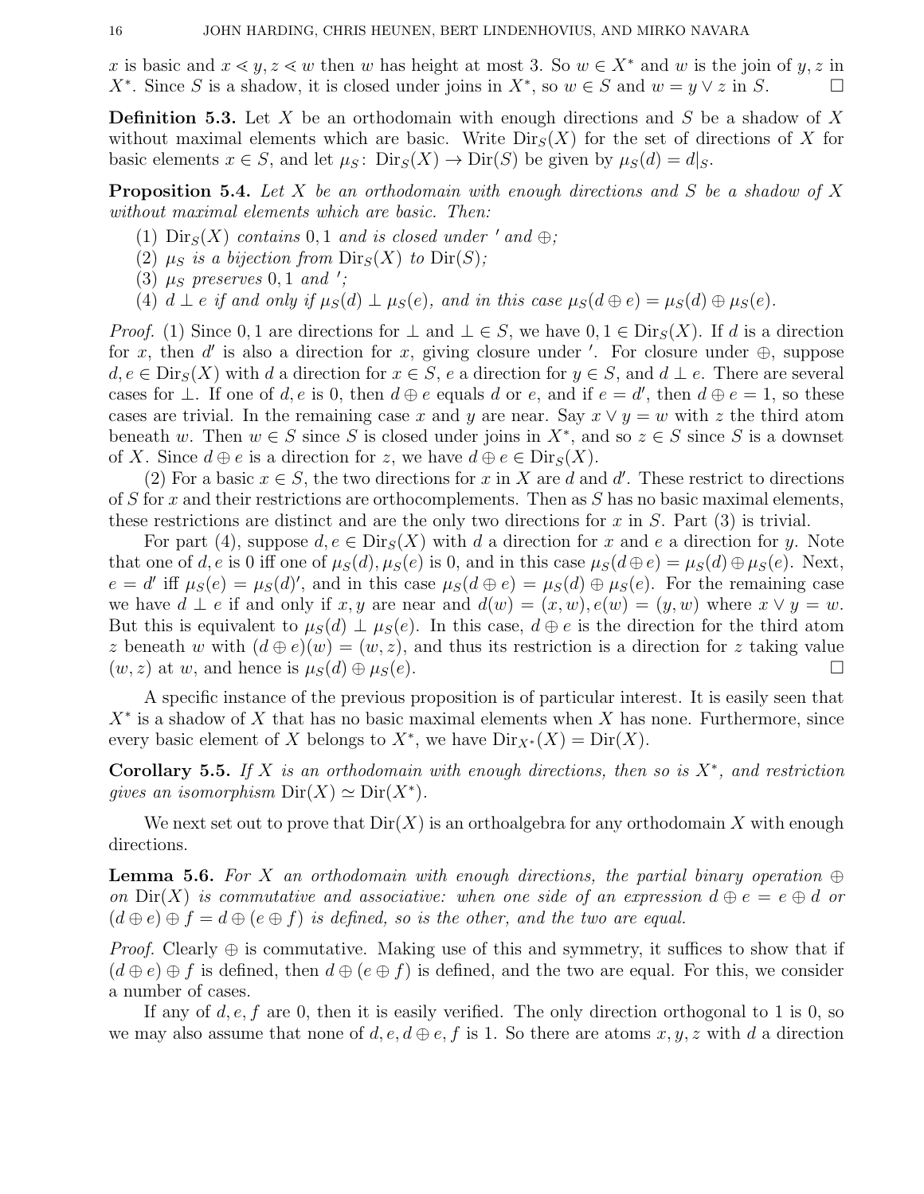$x$ is basic and $x \lessdot y, z \lessdot w$ then $w$ has height at most 3. So $w \in X^*$ and $w$ is the join of $y, z$ in $X^*$. Since $S$ is a shadow, it is closed under joins in $X^*$, so $w \in S$ and $w = y \vee z$ in $S$. □

**Definition 5.3.** Let $X$ be an orthodomain with enough directions and $S$ be a shadow of $X$ without maximal elements which are basic. Write $\mathrm{Dir}_S(X)$ for the set of directions of $X$ for basic elements $x \in S$, and let $\mu_S \colon \mathrm{Dir}_S(X) \to \mathrm{Dir}(S)$ be given by $\mu_S(d) = d|_S$.

**Proposition 5.4.** *Let $X$ be an orthodomain with enough directions and $S$ be a shadow of $X$ without maximal elements which are basic. Then:*

1. *$\mathrm{Dir}_S(X)$ contains $0, 1$ and is closed under $'$ and $\oplus$;*
2. *$\mu_S$ is a bijection from $\mathrm{Dir}_S(X)$ to $\mathrm{Dir}(S)$;*
3. *$\mu_S$ preserves $0, 1$ and $'$;*
4. *$d \perp e$ if and only if $\mu_S(d) \perp \mu_S(e)$, and in this case $\mu_S(d \oplus e) = \mu_S(d) \oplus \mu_S(e)$.*

*Proof.* (1) Since $0, 1$ are directions for $\perp$ and $\perp \in S$, we have $0, 1 \in \mathrm{Dir}_S(X)$. If $d$ is a direction for $x$, then $d'$ is also a direction for $x$, giving closure under $'$. For closure under $\oplus$, suppose $d, e \in \mathrm{Dir}_S(X)$ with $d$ a direction for $x \in S$, $e$ a direction for $y \in S$, and $d \perp e$. There are several cases for $\perp$. If one of $d, e$ is 0, then $d \oplus e$ equals $d$ or $e$, and if $e = d'$, then $d \oplus e = 1$, so these cases are trivial. In the remaining case $x$ and $y$ are near. Say $x \vee y = w$ with $z$ the third atom beneath $w$. Then $w \in S$ since $S$ is closed under joins in $X^*$, and so $z \in S$ since $S$ is a downset of $X$. Since $d \oplus e$ is a direction for $z$, we have $d \oplus e \in \mathrm{Dir}_S(X)$.

(2) For a basic $x \in S$, the two directions for $x$ in $X$ are $d$ and $d'$. These restrict to directions of $S$ for $x$ and their restrictions are orthocomplements. Then as $S$ has no basic maximal elements, these restrictions are distinct and are the only two directions for $x$ in $S$. Part (3) is trivial.

For part (4), suppose $d, e \in \mathrm{Dir}_S(X)$ with $d$ a direction for $x$ and $e$ a direction for $y$. Note that one of $d, e$ is 0 iff one of $\mu_S(d), \mu_S(e)$ is 0, and in this case $\mu_S(d \oplus e) = \mu_S(d) \oplus \mu_S(e)$. Next, $e = d'$ iff $\mu_S(e) = \mu_S(d)'$, and in this case $\mu_S(d \oplus e) = \mu_S(d) \oplus \mu_S(e)$. For the remaining case we have $d \perp e$ if and only if $x, y$ are near and $d(w) = (x, w), e(w) = (y, w)$ where $x \vee y = w$. But this is equivalent to $\mu_S(d) \perp \mu_S(e)$. In this case, $d \oplus e$ is the direction for the third atom $z$ beneath $w$ with $(d \oplus e)(w) = (w, z)$, and thus its restriction is a direction for $z$ taking value $(w, z)$ at $w$, and hence is $\mu_S(d) \oplus \mu_S(e)$. □

A specific instance of the previous proposition is of particular interest. It is easily seen that $X^*$ is a shadow of $X$ that has no basic maximal elements when $X$ has none. Furthermore, since every basic element of $X$ belongs to $X^*$, we have $\mathrm{Dir}_{X^*}(X) = \mathrm{Dir}(X)$.

**Corollary 5.5.** *If $X$ is an orthodomain with enough directions, then so is $X^*$, and restriction gives an isomorphism $\mathrm{Dir}(X) \simeq \mathrm{Dir}(X^*)$.*

We next set out to prove that $\mathrm{Dir}(X)$ is an orthoalgebra for any orthodomain $X$ with enough directions.

**Lemma 5.6.** *For $X$ an orthodomain with enough directions, the partial binary operation $\oplus$ on $\mathrm{Dir}(X)$ is commutative and associative: when one side of an expression $d \oplus e = e \oplus d$ or $(d \oplus e) \oplus f = d \oplus (e \oplus f)$ is defined, so is the other, and the two are equal.*

*Proof.* Clearly $\oplus$ is commutative. Making use of this and symmetry, it suffices to show that if $(d \oplus e) \oplus f$ is defined, then $d \oplus (e \oplus f)$ is defined, and the two are equal. For this, we consider a number of cases.

If any of $d, e, f$ are 0, then it is easily verified. The only direction orthogonal to 1 is 0, so we may also assume that none of $d, e, d \oplus e, f$ is 1. So there are atoms $x, y, z$ with $d$ a direction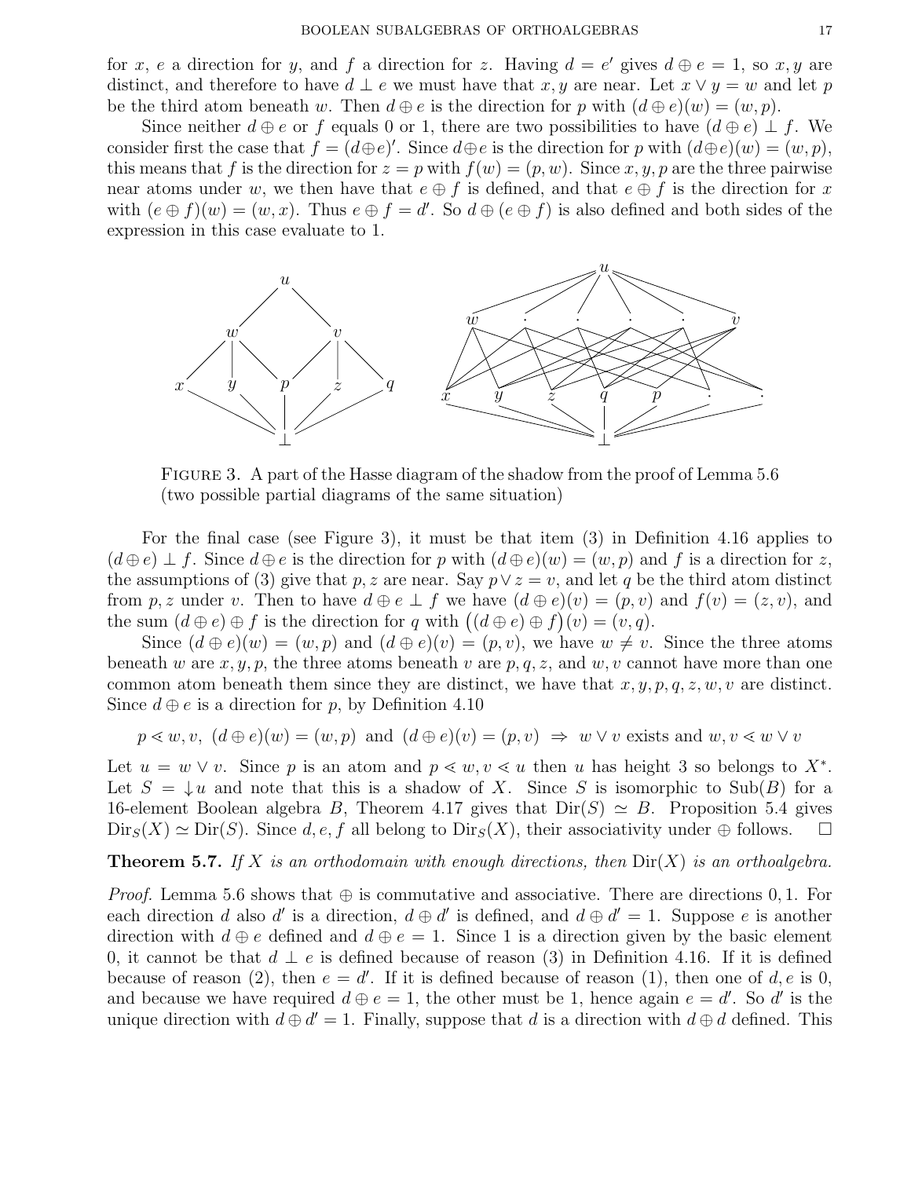for $x$, $e$ a direction for $y$, and $f$ a direction for $z$. Having $d = e'$ gives $d \oplus e = 1$, so $x, y$ are distinct, and therefore to have $d \perp e$ we must have that $x, y$ are near. Let $x \vee y = w$ and let $p$ be the third atom beneath $w$. Then $d \oplus e$ is the direction for $p$ with $(d \oplus e)(w) = (w, p)$.

Since neither $d \oplus e$ or $f$ equals 0 or 1, there are two possibilities to have $(d \oplus e) \perp f$. We consider first the case that $f = (d \oplus e)'$. Since $d \oplus e$ is the direction for $p$ with $(d \oplus e)(w) = (w, p)$, this means that $f$ is the direction for $z = p$ with $f(w) = (p, w)$. Since $x, y, p$ are the three pairwise near atoms under $w$, we then have that $e \oplus f$ is defined, and that $e \oplus f$ is the direction for $x$ with $(e \oplus f)(w) = (w, x)$. Thus $e \oplus f = d'$. So $d \oplus (e \oplus f)$ is also defined and both sides of the expression in this case evaluate to 1.

Figure 3. A part of the Hasse diagram of the shadow from the proof of Lemma 5.6 (two possible partial diagrams of the same situation)

For the final case (see Figure 3), it must be that item (3) in Definition 4.16 applies to $(d \oplus e) \perp f$. Since $d \oplus e$ is the direction for $p$ with $(d \oplus e)(w) = (w, p)$ and $f$ is a direction for $z$, the assumptions of (3) give that $p, z$ are near. Say $p \vee z = v$, and let $q$ be the third atom distinct from $p, z$ under $v$. Then to have $d \oplus e \perp f$ we have $(d \oplus e)(v) = (p, v)$ and $f(v) = (z, v)$, and the sum $(d \oplus e) \oplus f$ is the direction for $q$ with $\big((d \oplus e) \oplus f\big)(v) = (v, q)$.

Since $(d \oplus e)(w) = (w, p)$ and $(d \oplus e)(v) = (p, v)$, we have $w \neq v$. Since the three atoms beneath $w$ are $x, y, p$, the three atoms beneath $v$ are $p, q, z$, and $w, v$ cannot have more than one common atom beneath them since they are distinct, we have that $x, y, p, q, z, w, v$ are distinct. Since $d \oplus e$ is a direction for $p$, by Definition 4.10

$$p \lessdot w, v, \; (d \oplus e)(w) = (w, p) \text{ and } (d \oplus e)(v) = (p, v) \;\Rightarrow\; w \vee v \text{ exists and } w, v \lessdot w \vee v$$

Let $u = w \vee v$. Since $p$ is an atom and $p \lessdot w, v \lessdot u$ then $u$ has height 3 so belongs to $X^*$. Let $S = \downarrow u$ and note that this is a shadow of $X$. Since $S$ is isomorphic to $\mathrm{Sub}(B)$ for a 16-element Boolean algebra $B$, Theorem 4.17 gives that $\mathrm{Dir}(S) \simeq B$. Proposition 5.4 gives $\mathrm{Dir}_S(X) \simeq \mathrm{Dir}(S)$. Since $d, e, f$ all belong to $\mathrm{Dir}_S(X)$, their associativity under $\oplus$ follows. $\square$

**Theorem 5.7.** *If $X$ is an orthodomain with enough directions, then $\mathrm{Dir}(X)$ is an orthoalgebra.*

*Proof.* Lemma 5.6 shows that $\oplus$ is commutative and associative. There are directions 0, 1. For each direction $d$ also $d'$ is a direction, $d \oplus d'$ is defined, and $d \oplus d' = 1$. Suppose $e$ is another direction with $d \oplus e$ defined and $d \oplus e = 1$. Since 1 is a direction given by the basic element 0, it cannot be that $d \perp e$ is defined because of reason (3) in Definition 4.16. If it is defined because of reason (2), then $e = d'$. If it is defined because of reason (1), then one of $d, e$ is 0, and because we have required $d \oplus e = 1$, the other must be 1, hence again $e = d'$. So $d'$ is the unique direction with $d \oplus d' = 1$. Finally, suppose that $d$ is a direction with $d \oplus d$ defined. This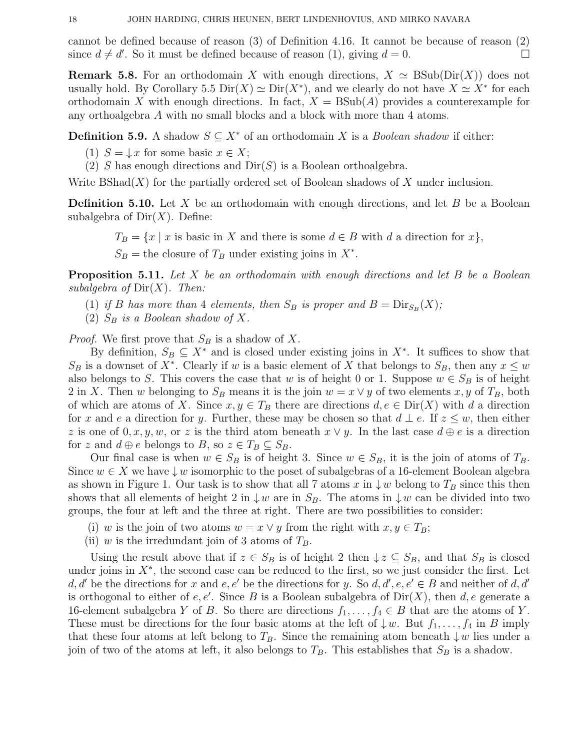cannot be defined because of reason (3) of Definition 4.16. It cannot be because of reason (2) since $d \neq d'$. So it must be defined because of reason (1), giving $d = 0$. $\square$

**Remark 5.8.** For an orthodomain $X$ with enough directions, $X \simeq \mathrm{BSub}(\mathrm{Dir}(X))$ does not usually hold. By Corollary 5.5 $\mathrm{Dir}(X) \simeq \mathrm{Dir}(X^*)$, and we clearly do not have $X \simeq X^*$ for each orthodomain $X$ with enough directions. In fact, $X = \mathrm{BSub}(A)$ provides a counterexample for any orthoalgebra $A$ with no small blocks and a block with more than 4 atoms.

**Definition 5.9.** A shadow $S \subseteq X^*$ of an orthodomain $X$ is a *Boolean shadow* if either:

1. $S = {\downarrow} x$ for some basic $x \in X$;
2. $S$ has enough directions and $\mathrm{Dir}(S)$ is a Boolean orthoalgebra.

Write $\mathrm{BShad}(X)$ for the partially ordered set of Boolean shadows of $X$ under inclusion.

**Definition 5.10.** Let $X$ be an orthodomain with enough directions, and let $B$ be a Boolean subalgebra of $\mathrm{Dir}(X)$. Define:

$$T_B = \{x \mid x \text{ is basic in } X \text{ and there is some } d \in B \text{ with } d \text{ a direction for } x\},$$

$$S_B = \text{the closure of } T_B \text{ under existing joins in } X^*.$$

**Proposition 5.11.** *Let $X$ be an orthodomain with enough directions and let $B$ be a Boolean subalgebra of $\mathrm{Dir}(X)$. Then:*

1. *if $B$ has more than 4 elements, then $S_B$ is proper and $B = \mathrm{Dir}_{S_B}(X)$;*
2. *$S_B$ is a Boolean shadow of $X$.*

*Proof.* We first prove that $S_B$ is a shadow of $X$.

By definition, $S_B \subseteq X^*$ and is closed under existing joins in $X^*$. It suffices to show that $S_B$ is a downset of $X^*$. Clearly if $w$ is a basic element of $X$ that belongs to $S_B$, then any $x \leq w$ also belongs to $S$. This covers the case that $w$ is of height 0 or 1. Suppose $w \in S_B$ is of height 2 in $X$. Then $w$ belonging to $S_B$ means it is the join $w = x \vee y$ of two elements $x, y$ of $T_B$, both of which are atoms of $X$. Since $x, y \in T_B$ there are directions $d, e \in \mathrm{Dir}(X)$ with $d$ a direction for $x$ and $e$ a direction for $y$. Further, these may be chosen so that $d \perp e$. If $z \leq w$, then either $z$ is one of $0, x, y, w$, or $z$ is the third atom beneath $x \vee y$. In the last case $d \oplus e$ is a direction for $z$ and $d \oplus e$ belongs to $B$, so $z \in T_B \subseteq S_B$.

Our final case is when $w \in S_B$ is of height 3. Since $w \in S_B$, it is the join of atoms of $T_B$. Since $w \in X$ we have ${\downarrow} w$ isomorphic to the poset of subalgebras of a 16-element Boolean algebra as shown in Figure 1. Our task is to show that all 7 atoms $x$ in ${\downarrow} w$ belong to $T_B$ since this then shows that all elements of height 2 in ${\downarrow} w$ are in $S_B$. The atoms in ${\downarrow} w$ can be divided into two groups, the four at left and the three at right. There are two possibilities to consider:

(i) $w$ is the join of two atoms $w = x \vee y$ from the right with $x, y \in T_B$;
(ii) $w$ is the irredundant join of 3 atoms of $T_B$.

Using the result above that if $z \in S_B$ is of height 2 then ${\downarrow} z \subseteq S_B$, and that $S_B$ is closed under joins in $X^*$, the second case can be reduced to the first, so we just consider the first. Let $d, d'$ be the directions for $x$ and $e, e'$ be the directions for $y$. So $d, d', e, e' \in B$ and neither of $d, d'$ is orthogonal to either of $e, e'$. Since $B$ is a Boolean subalgebra of $\mathrm{Dir}(X)$, then $d, e$ generate a 16-element subalgebra $Y$ of $B$. So there are directions $f_1, \ldots, f_4 \in B$ that are the atoms of $Y$. These must be directions for the four basic atoms at the left of ${\downarrow} w$. But $f_1, \ldots, f_4$ in $B$ imply that these four atoms at left belong to $T_B$. Since the remaining atom beneath ${\downarrow} w$ lies under a join of two of the atoms at left, it also belongs to $T_B$. This establishes that $S_B$ is a shadow.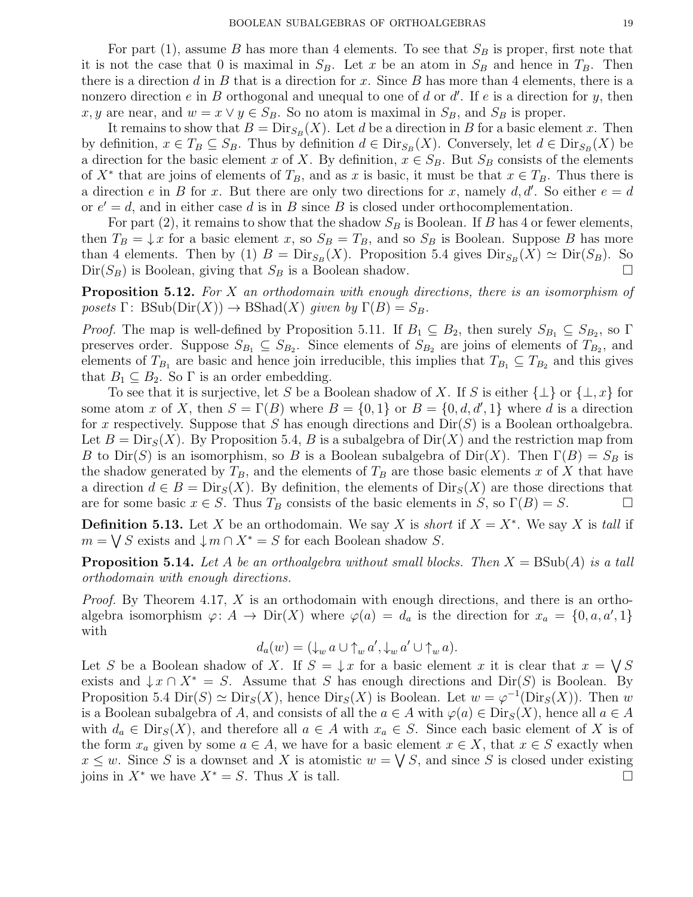For part (1), assume $B$ has more than 4 elements. To see that $S_B$ is proper, first note that it is not the case that 0 is maximal in $S_B$. Let $x$ be an atom in $S_B$ and hence in $T_B$. Then there is a direction $d$ in $B$ that is a direction for $x$. Since $B$ has more than 4 elements, there is a nonzero direction $e$ in $B$ orthogonal and unequal to one of $d$ or $d'$. If $e$ is a direction for $y$, then $x, y$ are near, and $w = x \vee y \in S_B$. So no atom is maximal in $S_B$, and $S_B$ is proper.

It remains to show that $B = \mathrm{Dir}_{S_B}(X)$. Let $d$ be a direction in $B$ for a basic element $x$. Then by definition, $x \in T_B \subseteq S_B$. Thus by definition $d \in \mathrm{Dir}_{S_B}(X)$. Conversely, let $d \in \mathrm{Dir}_{S_B}(X)$ be a direction for the basic element $x$ of $X$. By definition, $x \in S_B$. But $S_B$ consists of the elements of $X^*$ that are joins of elements of $T_B$, and as $x$ is basic, it must be that $x \in T_B$. Thus there is a direction $e$ in $B$ for $x$. But there are only two directions for $x$, namely $d, d'$. So either $e = d$ or $e' = d$, and in either case $d$ is in $B$ since $B$ is closed under orthocomplementation.

For part (2), it remains to show that the shadow $S_B$ is Boolean. If $B$ has 4 or fewer elements, then $T_B = {\downarrow} x$ for a basic element $x$, so $S_B = T_B$, and so $S_B$ is Boolean. Suppose $B$ has more than 4 elements. Then by (1) $B = \mathrm{Dir}_{S_B}(X)$. Proposition 5.4 gives $\mathrm{Dir}_{S_B}(X) \simeq \mathrm{Dir}(S_B)$. So $\mathrm{Dir}(S_B)$ is Boolean, giving that $S_B$ is a Boolean shadow. $\square$

**Proposition 5.12.** *For $X$ an orthodomain with enough directions, there is an isomorphism of posets $\Gamma\colon \mathrm{BSub}(\mathrm{Dir}(X)) \to \mathrm{BShad}(X)$ given by $\Gamma(B) = S_B$.*

*Proof.* The map is well-defined by Proposition 5.11. If $B_1 \subseteq B_2$, then surely $S_{B_1} \subseteq S_{B_2}$, so $\Gamma$ preserves order. Suppose $S_{B_1} \subseteq S_{B_2}$. Since elements of $S_{B_2}$ are joins of elements of $T_{B_2}$, and elements of $T_{B_1}$ are basic and hence join irreducible, this implies that $T_{B_1} \subseteq T_{B_2}$ and this gives that $B_1 \subseteq B_2$. So $\Gamma$ is an order embedding.

To see that it is surjective, let $S$ be a Boolean shadow of $X$. If $S$ is either $\{\perp\}$ or $\{\perp, x\}$ for some atom $x$ of $X$, then $S = \Gamma(B)$ where $B = \{0, 1\}$ or $B = \{0, d, d', 1\}$ where $d$ is a direction for $x$ respectively. Suppose that $S$ has enough directions and $\mathrm{Dir}(S)$ is a Boolean orthoalgebra. Let $B = \mathrm{Dir}_S(X)$. By Proposition 5.4, $B$ is a subalgebra of $\mathrm{Dir}(X)$ and the restriction map from $B$ to $\mathrm{Dir}(S)$ is an isomorphism, so $B$ is a Boolean subalgebra of $\mathrm{Dir}(X)$. Then $\Gamma(B) = S_B$ is the shadow generated by $T_B$, and the elements of $T_B$ are those basic elements $x$ of $X$ that have a direction $d \in B = \mathrm{Dir}_S(X)$. By definition, the elements of $\mathrm{Dir}_S(X)$ are those directions that are for some basic $x \in S$. Thus $T_B$ consists of the basic elements in $S$, so $\Gamma(B) = S$. $\square$

**Definition 5.13.** Let $X$ be an orthodomain. We say $X$ is *short* if $X = X^*$. We say $X$ is *tall* if $m = \bigvee S$ exists and ${\downarrow} m \cap X^* = S$ for each Boolean shadow $S$.

**Proposition 5.14.** *Let $A$ be an orthoalgebra without small blocks. Then $X = \mathrm{BSub}(A)$ is a tall orthodomain with enough directions.*

*Proof.* By Theorem 4.17, $X$ is an orthodomain with enough directions, and there is an orthoalgebra isomorphism $\varphi\colon A \to \mathrm{Dir}(X)$ where $\varphi(a) = d_a$ is the direction for $x_a = \{0, a, a', 1\}$ with

$$d_a(w) = ({\downarrow_w}\, a \cup {\uparrow_w}\, a', {\downarrow_w}\, a' \cup {\uparrow_w}\, a).$$

Let $S$ be a Boolean shadow of $X$. If $S = {\downarrow} x$ for a basic element $x$ it is clear that $x = \bigvee S$ exists and ${\downarrow} x \cap X^* = S$. Assume that $S$ has enough directions and $\mathrm{Dir}(S)$ is Boolean. By Proposition 5.4 $\mathrm{Dir}(S) \simeq \mathrm{Dir}_S(X)$, hence $\mathrm{Dir}_S(X)$ is Boolean. Let $w = \varphi^{-1}(\mathrm{Dir}_S(X))$. Then $w$ is a Boolean subalgebra of $A$, and consists of all the $a \in A$ with $\varphi(a) \in \mathrm{Dir}_S(X)$, hence all $a \in A$ with $d_a \in \mathrm{Dir}_S(X)$, and therefore all $a \in A$ with $x_a \in S$. Since each basic element of $X$ is of the form $x_a$ given by some $a \in A$, we have for a basic element $x \in X$, that $x \in S$ exactly when $x \leq w$. Since $S$ is a downset and $X$ is atomistic $w = \bigvee S$, and since $S$ is closed under existing joins in $X^*$ we have $X^* = S$. Thus $X$ is tall. $\square$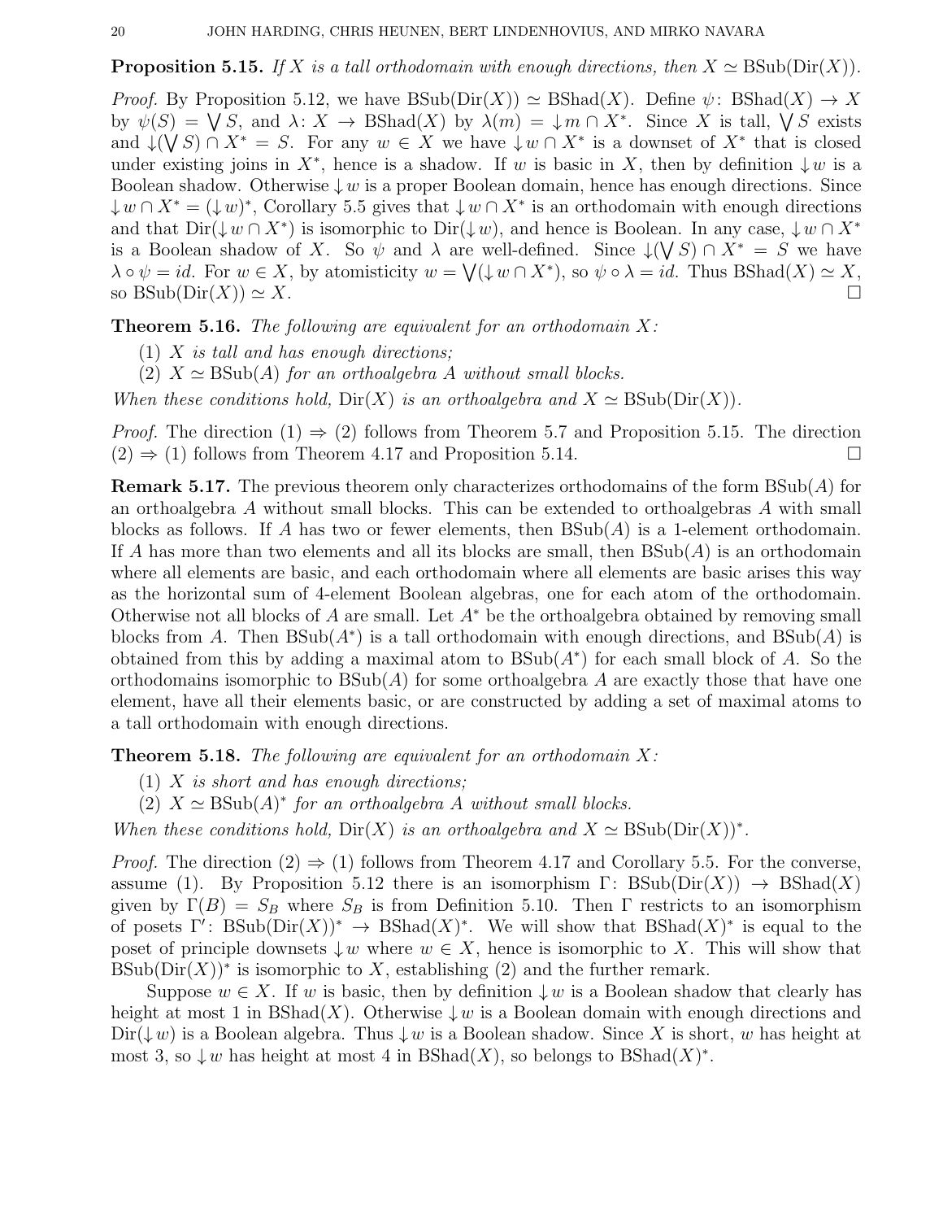**Proposition 5.15.** *If $X$ is a tall orthodomain with enough directions, then $X \simeq \mathrm{BSub}(\mathrm{Dir}(X))$.*

*Proof.* By Proposition 5.12, we have $\mathrm{BSub}(\mathrm{Dir}(X)) \simeq \mathrm{BShad}(X)$. Define $\psi\colon \mathrm{BShad}(X) \to X$ by $\psi(S) = \bigvee S$, and $\lambda\colon X \to \mathrm{BShad}(X)$ by $\lambda(m) = {\downarrow} m \cap X^*$. Since $X$ is tall, $\bigvee S$ exists and ${\downarrow}(\bigvee S) \cap X^* = S$. For any $w \in X$ we have ${\downarrow} w \cap X^*$ is a downset of $X^*$ that is closed under existing joins in $X^*$, hence is a shadow. If $w$ is basic in $X$, then by definition ${\downarrow} w$ is a Boolean shadow. Otherwise ${\downarrow} w$ is a proper Boolean domain, hence has enough directions. Since ${\downarrow} w \cap X^* = ({\downarrow} w)^*$, Corollary 5.5 gives that ${\downarrow} w \cap X^*$ is an orthodomain with enough directions and that $\mathrm{Dir}({\downarrow} w \cap X^*)$ is isomorphic to $\mathrm{Dir}({\downarrow} w)$, and hence is Boolean. In any case, ${\downarrow} w \cap X^*$ is a Boolean shadow of $X$. So $\psi$ and $\lambda$ are well-defined. Since ${\downarrow}(\bigvee S) \cap X^* = S$ we have $\lambda \circ \psi = id$. For $w \in X$, by atomisticity $w = \bigvee({\downarrow} w \cap X^*)$, so $\psi \circ \lambda = id$. Thus $\mathrm{BShad}(X) \simeq X$, so $\mathrm{BSub}(\mathrm{Dir}(X)) \simeq X$. $\square$

**Theorem 5.16.** *The following are equivalent for an orthodomain $X$:*

1. *$X$ is tall and has enough directions;*
2. *$X \simeq \mathrm{BSub}(A)$ for an orthoalgebra $A$ without small blocks.*

*When these conditions hold, $\mathrm{Dir}(X)$ is an orthoalgebra and $X \simeq \mathrm{BSub}(\mathrm{Dir}(X))$.*

*Proof.* The direction (1) $\Rightarrow$ (2) follows from Theorem 5.7 and Proposition 5.15. The direction (2) $\Rightarrow$ (1) follows from Theorem 4.17 and Proposition 5.14. $\square$

**Remark 5.17.** The previous theorem only characterizes orthodomains of the form $\mathrm{BSub}(A)$ for an orthoalgebra $A$ without small blocks. This can be extended to orthoalgebras $A$ with small blocks as follows. If $A$ has two or fewer elements, then $\mathrm{BSub}(A)$ is a 1-element orthodomain. If $A$ has more than two elements and all its blocks are small, then $\mathrm{BSub}(A)$ is an orthodomain where all elements are basic, and each orthodomain where all elements are basic arises this way as the horizontal sum of 4-element Boolean algebras, one for each atom of the orthodomain. Otherwise not all blocks of $A$ are small. Let $A^*$ be the orthoalgebra obtained by removing small blocks from $A$. Then $\mathrm{BSub}(A^*)$ is a tall orthodomain with enough directions, and $\mathrm{BSub}(A)$ is obtained from this by adding a maximal atom to $\mathrm{BSub}(A^*)$ for each small block of $A$. So the orthodomains isomorphic to $\mathrm{BSub}(A)$ for some orthoalgebra $A$ are exactly those that have one element, have all their elements basic, or are constructed by adding a set of maximal atoms to a tall orthodomain with enough directions.

**Theorem 5.18.** *The following are equivalent for an orthodomain $X$:*

1. *$X$ is short and has enough directions;*
2. *$X \simeq \mathrm{BSub}(A)^*$ for an orthoalgebra $A$ without small blocks.*

*When these conditions hold, $\mathrm{Dir}(X)$ is an orthoalgebra and $X \simeq \mathrm{BSub}(\mathrm{Dir}(X))^*$.*

*Proof.* The direction (2) $\Rightarrow$ (1) follows from Theorem 4.17 and Corollary 5.5. For the converse, assume (1). By Proposition 5.12 there is an isomorphism $\Gamma\colon \mathrm{BSub}(\mathrm{Dir}(X)) \to \mathrm{BShad}(X)$ given by $\Gamma(B) = S_B$ where $S_B$ is from Definition 5.10. Then $\Gamma$ restricts to an isomorphism of posets $\Gamma'\colon \mathrm{BSub}(\mathrm{Dir}(X))^* \to \mathrm{BShad}(X)^*$. We will show that $\mathrm{BShad}(X)^*$ is equal to the poset of principle downsets ${\downarrow} w$ where $w \in X$, hence is isomorphic to $X$. This will show that $\mathrm{BSub}(\mathrm{Dir}(X))^*$ is isomorphic to $X$, establishing (2) and the further remark.

Suppose $w \in X$. If $w$ is basic, then by definition ${\downarrow} w$ is a Boolean shadow that clearly has height at most 1 in $\mathrm{BShad}(X)$. Otherwise ${\downarrow} w$ is a Boolean domain with enough directions and $\mathrm{Dir}({\downarrow} w)$ is a Boolean algebra. Thus ${\downarrow} w$ is a Boolean shadow. Since $X$ is short, $w$ has height at most 3, so ${\downarrow} w$ has height at most 4 in $\mathrm{BShad}(X)$, so belongs to $\mathrm{BShad}(X)^*$.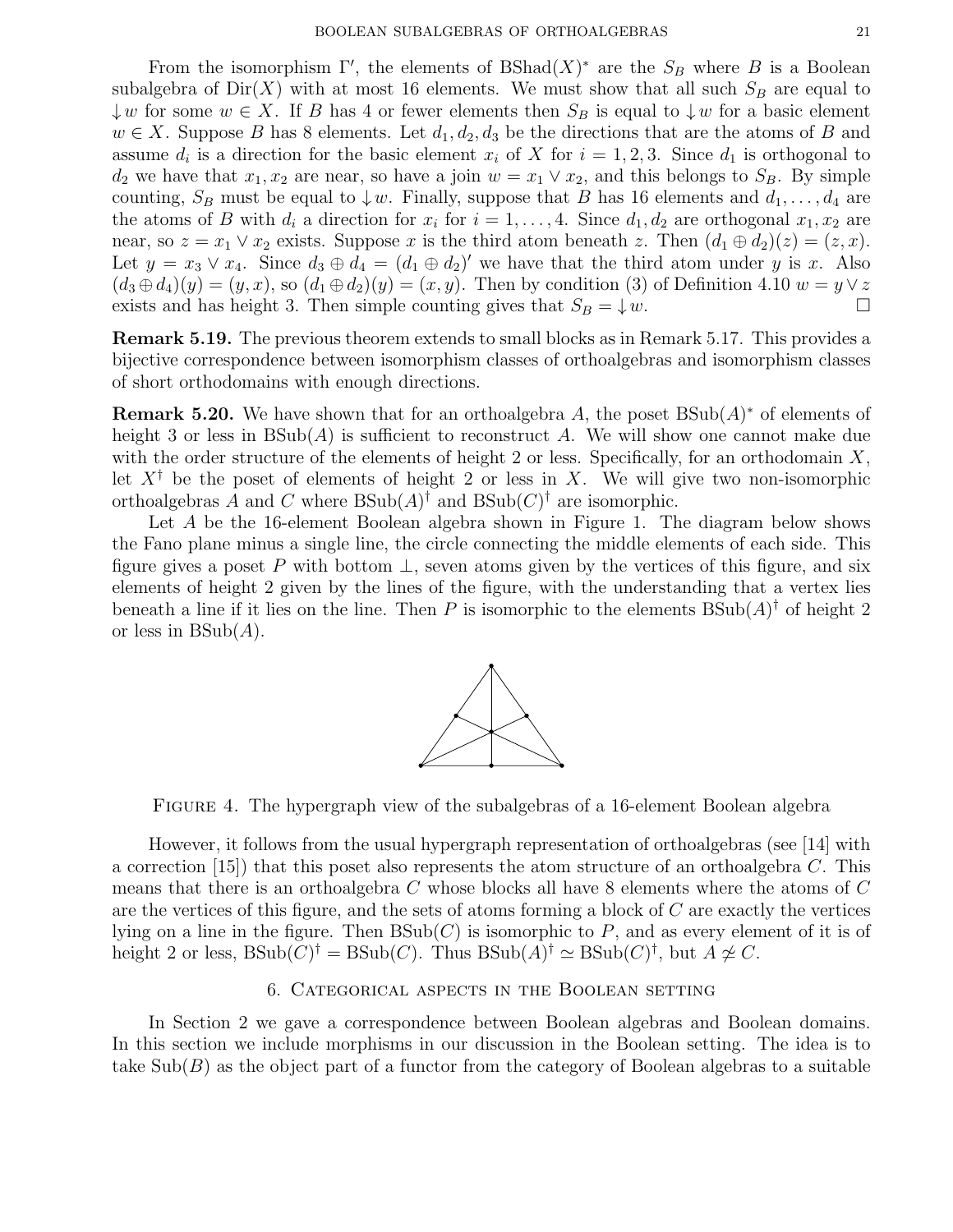From the isomorphism $\Gamma'$, the elements of $\mathrm{BShad}(X)^*$ are the $S_B$ where $B$ is a Boolean subalgebra of $\mathrm{Dir}(X)$ with at most 16 elements. We must show that all such $S_B$ are equal to $\downarrow w$ for some $w \in X$. If $B$ has 4 or fewer elements then $S_B$ is equal to $\downarrow w$ for a basic element $w \in X$. Suppose $B$ has 8 elements. Let $d_1, d_2, d_3$ be the directions that are the atoms of $B$ and assume $d_i$ is a direction for the basic element $x_i$ of $X$ for $i = 1, 2, 3$. Since $d_1$ is orthogonal to $d_2$ we have that $x_1, x_2$ are near, so have a join $w = x_1 \vee x_2$, and this belongs to $S_B$. By simple counting, $S_B$ must be equal to $\downarrow w$. Finally, suppose that $B$ has 16 elements and $d_1, \ldots, d_4$ are the atoms of $B$ with $d_i$ a direction for $x_i$ for $i = 1, \ldots, 4$. Since $d_1, d_2$ are orthogonal $x_1, x_2$ are near, so $z = x_1 \vee x_2$ exists. Suppose $x$ is the third atom beneath $z$. Then $(d_1 \oplus d_2)(z) = (z, x)$. Let $y = x_3 \vee x_4$. Since $d_3 \oplus d_4 = (d_1 \oplus d_2)'$ we have that the third atom under $y$ is $x$. Also $(d_3 \oplus d_4)(y) = (y, x)$, so $(d_1 \oplus d_2)(y) = (x, y)$. Then by condition (3) of Definition 4.10 $w = y \vee z$ exists and has height 3. Then simple counting gives that $S_B = \downarrow w$. □

**Remark 5.19.** The previous theorem extends to small blocks as in Remark 5.17. This provides a bijective correspondence between isomorphism classes of orthoalgebras and isomorphism classes of short orthodomains with enough directions.

**Remark 5.20.** We have shown that for an orthoalgebra $A$, the poset $\mathrm{BSub}(A)^*$ of elements of height 3 or less in $\mathrm{BSub}(A)$ is sufficient to reconstruct $A$. We will show one cannot make due with the order structure of the elements of height 2 or less. Specifically, for an orthodomain $X$, let $X^\dagger$ be the poset of elements of height 2 or less in $X$. We will give two non-isomorphic orthoalgebras $A$ and $C$ where $\mathrm{BSub}(A)^\dagger$ and $\mathrm{BSub}(C)^\dagger$ are isomorphic.

Let $A$ be the 16-element Boolean algebra shown in Figure 1. The diagram below shows the Fano plane minus a single line, the circle connecting the middle elements of each side. This figure gives a poset $P$ with bottom $\perp$, seven atoms given by the vertices of this figure, and six elements of height 2 given by the lines of the figure, with the understanding that a vertex lies beneath a line if it lies on the line. Then $P$ is isomorphic to the elements $\mathrm{BSub}(A)^\dagger$ of height 2 or less in $\mathrm{BSub}(A)$.

Figure 4. The hypergraph view of the subalgebras of a 16-element Boolean algebra

However, it follows from the usual hypergraph representation of orthoalgebras (see [14] with a correction [15]) that this poset also represents the atom structure of an orthoalgebra $C$. This means that there is an orthoalgebra $C$ whose blocks all have 8 elements where the atoms of $C$ are the vertices of this figure, and the sets of atoms forming a block of $C$ are exactly the vertices lying on a line in the figure. Then $\mathrm{BSub}(C)$ is isomorphic to $P$, and as every element of it is of height 2 or less, $\mathrm{BSub}(C)^\dagger = \mathrm{BSub}(C)$. Thus $\mathrm{BSub}(A)^\dagger \simeq \mathrm{BSub}(C)^\dagger$, but $A \not\simeq C$.

## 6. Categorical aspects in the Boolean setting

In Section 2 we gave a correspondence between Boolean algebras and Boolean domains. In this section we include morphisms in our discussion in the Boolean setting. The idea is to take $\mathrm{Sub}(B)$ as the object part of a functor from the category of Boolean algebras to a suitable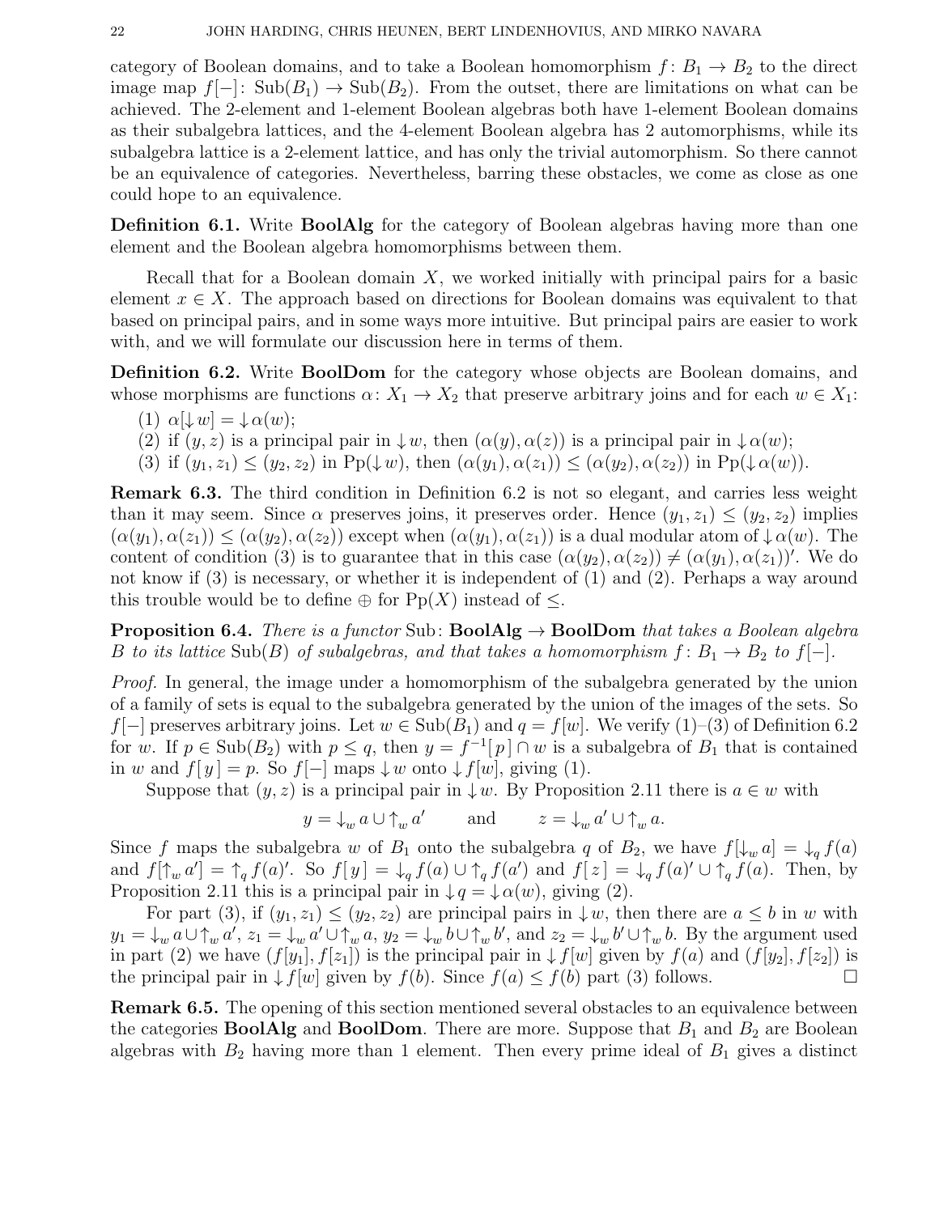category of Boolean domains, and to take a Boolean homomorphism $f\colon B_1 \to B_2$ to the direct image map $f[-]\colon \mathrm{Sub}(B_1) \to \mathrm{Sub}(B_2)$. From the outset, there are limitations on what can be achieved. The 2-element and 1-element Boolean algebras both have 1-element Boolean domains as their subalgebra lattices, and the 4-element Boolean algebra has 2 automorphisms, while its subalgebra lattice is a 2-element lattice, and has only the trivial automorphism. So there cannot be an equivalence of categories. Nevertheless, barring these obstacles, we come as close as one could hope to an equivalence.

**Definition 6.1.** Write **BoolAlg** for the category of Boolean algebras having more than one element and the Boolean algebra homomorphisms between them.

Recall that for a Boolean domain $X$, we worked initially with principal pairs for a basic element $x \in X$. The approach based on directions for Boolean domains was equivalent to that based on principal pairs, and in some ways more intuitive. But principal pairs are easier to work with, and we will formulate our discussion here in terms of them.

**Definition 6.2.** Write **BoolDom** for the category whose objects are Boolean domains, and whose morphisms are functions $\alpha\colon X_1 \to X_2$ that preserve arbitrary joins and for each $w \in X_1$:

(1) $\alpha[\downarrow w] = \downarrow \alpha(w)$;
(2) if $(y, z)$ is a principal pair in $\downarrow w$, then $(\alpha(y), \alpha(z))$ is a principal pair in $\downarrow \alpha(w)$;
(3) if $(y_1, z_1) \leq (y_2, z_2)$ in $\mathrm{Pp}(\downarrow w)$, then $(\alpha(y_1), \alpha(z_1)) \leq (\alpha(y_2), \alpha(z_2))$ in $\mathrm{Pp}(\downarrow \alpha(w))$.

**Remark 6.3.** The third condition in Definition 6.2 is not so elegant, and carries less weight than it may seem. Since $\alpha$ preserves joins, it preserves order. Hence $(y_1, z_1) \leq (y_2, z_2)$ implies $(\alpha(y_1), \alpha(z_1)) \leq (\alpha(y_2), \alpha(z_2))$ except when $(\alpha(y_1), \alpha(z_1))$ is a dual modular atom of $\downarrow \alpha(w)$. The content of condition (3) is to guarantee that in this case $(\alpha(y_2), \alpha(z_2)) \neq (\alpha(y_1), \alpha(z_1))'$. We do not know if (3) is necessary, or whether it is independent of (1) and (2). Perhaps a way around this trouble would be to define $\oplus$ for $\mathrm{Pp}(X)$ instead of $\leq$.

**Proposition 6.4.** *There is a functor* $\mathrm{Sub}\colon \mathbf{BoolAlg} \to \mathbf{BoolDom}$ *that takes a Boolean algebra* $B$ *to its lattice* $\mathrm{Sub}(B)$ *of subalgebras, and that takes a homomorphism* $f\colon B_1 \to B_2$ *to* $f[-]$.

*Proof.* In general, the image under a homomorphism of the subalgebra generated by the union of a family of sets is equal to the subalgebra generated by the union of the images of the sets. So $f[-]$ preserves arbitrary joins. Let $w \in \mathrm{Sub}(B_1)$ and $q = f[w]$. We verify (1)–(3) of Definition 6.2 for $w$. If $p \in \mathrm{Sub}(B_2)$ with $p \leq q$, then $y = f^{-1}[\,p\,] \cap w$ is a subalgebra of $B_1$ that is contained in $w$ and $f[\,y\,] = p$. So $f[-]$ maps $\downarrow w$ onto $\downarrow f[w]$, giving (1).

Suppose that $(y, z)$ is a principal pair in $\downarrow w$. By Proposition 2.11 there is $a \in w$ with

$$y = \downarrow_w a \cup \uparrow_w a' \qquad \text{and} \qquad z = \downarrow_w a' \cup \uparrow_w a.$$

Since $f$ maps the subalgebra $w$ of $B_1$ onto the subalgebra $q$ of $B_2$, we have $f[\downarrow_w a] = \downarrow_q f(a)$ and $f[\uparrow_w a'] = \uparrow_q f(a)'$. So $f[\,y\,] = \downarrow_q f(a) \cup \uparrow_q f(a')$ and $f[\,z\,] = \downarrow_q f(a)' \cup \uparrow_q f(a)$. Then, by Proposition 2.11 this is a principal pair in $\downarrow q = \downarrow \alpha(w)$, giving (2).

For part (3), if $(y_1, z_1) \leq (y_2, z_2)$ are principal pairs in $\downarrow w$, then there are $a \leq b$ in $w$ with $y_1 = \downarrow_w a \cup \uparrow_w a'$, $z_1 = \downarrow_w a' \cup \uparrow_w a$, $y_2 = \downarrow_w b \cup \uparrow_w b'$, and $z_2 = \downarrow_w b' \cup \uparrow_w b$. By the argument used in part (2) we have $(f[y_1], f[z_1])$ is the principal pair in $\downarrow f[w]$ given by $f(a)$ and $(f[y_2], f[z_2])$ is the principal pair in $\downarrow f[w]$ given by $f(b)$. Since $f(a) \leq f(b)$ part (3) follows. $\square$

**Remark 6.5.** The opening of this section mentioned several obstacles to an equivalence between the categories **BoolAlg** and **BoolDom**. There are more. Suppose that $B_1$ and $B_2$ are Boolean algebras with $B_2$ having more than 1 element. Then every prime ideal of $B_1$ gives a distinct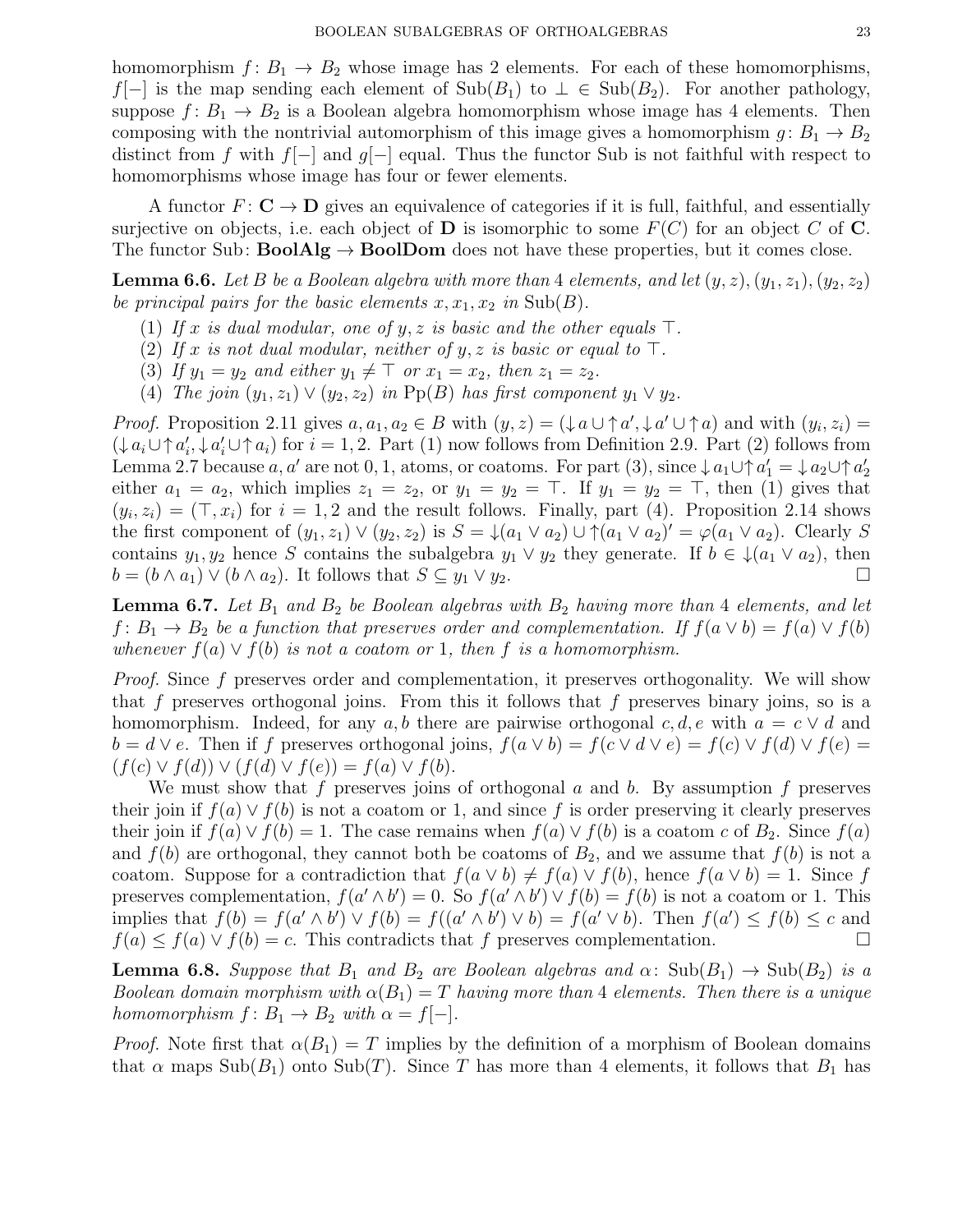homomorphism $f\colon B_1 \to B_2$ whose image has 2 elements. For each of these homomorphisms, $f[-]$ is the map sending each element of $\mathrm{Sub}(B_1)$ to $\bot \in \mathrm{Sub}(B_2)$. For another pathology, suppose $f\colon B_1 \to B_2$ is a Boolean algebra homomorphism whose image has 4 elements. Then composing with the nontrivial automorphism of this image gives a homomorphism $g\colon B_1 \to B_2$ distinct from $f$ with $f[-]$ and $g[-]$ equal. Thus the functor Sub is not faithful with respect to homomorphisms whose image has four or fewer elements.

A functor $F\colon \mathbf{C} \to \mathbf{D}$ gives an equivalence of categories if it is full, faithful, and essentially surjective on objects, i.e. each object of $\mathbf{D}$ is isomorphic to some $F(C)$ for an object $C$ of $\mathbf{C}$. The functor $\mathrm{Sub}\colon \mathbf{BoolAlg} \to \mathbf{BoolDom}$ does not have these properties, but it comes close.

**Lemma 6.6.** *Let $B$ be a Boolean algebra with more than 4 elements, and let $(y,z), (y_1,z_1), (y_2,z_2)$ be principal pairs for the basic elements $x, x_1, x_2$ in $\mathrm{Sub}(B)$.*

1. *If $x$ is dual modular, one of $y,z$ is basic and the other equals $\top$.*
2. *If $x$ is not dual modular, neither of $y,z$ is basic or equal to $\top$.*
3. *If $y_1 = y_2$ and either $y_1 \neq \top$ or $x_1 = x_2$, then $z_1 = z_2$.*
4. *The join $(y_1,z_1) \vee (y_2,z_2)$ in $\mathrm{Pp}(B)$ has first component $y_1 \vee y_2$.*

*Proof.* Proposition 2.11 gives $a, a_1, a_2 \in B$ with $(y,z) = (\downarrow a \cup \uparrow a', \downarrow a' \cup \uparrow a)$ and with $(y_i,z_i) = (\downarrow a_i \cup \uparrow a_i', \downarrow a_i' \cup \uparrow a_i)$ for $i = 1,2$. Part (1) now follows from Definition 2.9. Part (2) follows from Lemma 2.7 because $a, a'$ are not $0, 1$, atoms, or coatoms. For part (3), since $\downarrow a_1 \cup \uparrow a_1' = \downarrow a_2 \cup \uparrow a_2'$ either $a_1 = a_2$, which implies $z_1 = z_2$, or $y_1 = y_2 = \top$. If $y_1 = y_2 = \top$, then (1) gives that $(y_i,z_i) = (\top, x_i)$ for $i = 1,2$ and the result follows. Finally, part (4). Proposition 2.14 shows the first component of $(y_1,z_1) \vee (y_2,z_2)$ is $S = \downarrow(a_1 \vee a_2) \cup \uparrow(a_1 \vee a_2)' = \varphi(a_1 \vee a_2)$. Clearly $S$ contains $y_1, y_2$ hence $S$ contains the subalgebra $y_1 \vee y_2$ they generate. If $b \in \downarrow(a_1 \vee a_2)$, then $b = (b \wedge a_1) \vee (b \wedge a_2)$. It follows that $S \subseteq y_1 \vee y_2$. $\square$

**Lemma 6.7.** *Let $B_1$ and $B_2$ be Boolean algebras with $B_2$ having more than 4 elements, and let $f\colon B_1 \to B_2$ be a function that preserves order and complementation. If $f(a \vee b) = f(a) \vee f(b)$ whenever $f(a) \vee f(b)$ is not a coatom or 1, then $f$ is a homomorphism.*

*Proof.* Since $f$ preserves order and complementation, it preserves orthogonality. We will show that $f$ preserves orthogonal joins. From this it follows that $f$ preserves binary joins, so is a homomorphism. Indeed, for any $a,b$ there are pairwise orthogonal $c,d,e$ with $a = c \vee d$ and $b = d \vee e$. Then if $f$ preserves orthogonal joins, $f(a \vee b) = f(c \vee d \vee e) = f(c) \vee f(d) \vee f(e) = (f(c) \vee f(d)) \vee (f(d) \vee f(e)) = f(a) \vee f(b)$.

We must show that $f$ preserves joins of orthogonal $a$ and $b$. By assumption $f$ preserves their join if $f(a) \vee f(b)$ is not a coatom or 1, and since $f$ is order preserving it clearly preserves their join if $f(a) \vee f(b) = 1$. The case remains when $f(a) \vee f(b)$ is a coatom $c$ of $B_2$. Since $f(a)$ and $f(b)$ are orthogonal, they cannot both be coatoms of $B_2$, and we assume that $f(b)$ is not a coatom. Suppose for a contradiction that $f(a \vee b) \neq f(a) \vee f(b)$, hence $f(a \vee b) = 1$. Since $f$ preserves complementation, $f(a' \wedge b') = 0$. So $f(a' \wedge b') \vee f(b) = f(b)$ is not a coatom or 1. This implies that $f(b) = f(a' \wedge b') \vee f(b) = f((a' \wedge b') \vee b) = f(a' \vee b)$. Then $f(a') \leq f(b) \leq c$ and $f(a) \leq f(a) \vee f(b) = c$. This contradicts that $f$ preserves complementation. $\square$

**Lemma 6.8.** *Suppose that $B_1$ and $B_2$ are Boolean algebras and $\alpha\colon \mathrm{Sub}(B_1) \to \mathrm{Sub}(B_2)$ is a Boolean domain morphism with $\alpha(B_1) = T$ having more than 4 elements. Then there is a unique homomorphism $f\colon B_1 \to B_2$ with $\alpha = f[-]$.*

*Proof.* Note first that $\alpha(B_1) = T$ implies by the definition of a morphism of Boolean domains that $\alpha$ maps $\mathrm{Sub}(B_1)$ onto $\mathrm{Sub}(T)$. Since $T$ has more than 4 elements, it follows that $B_1$ has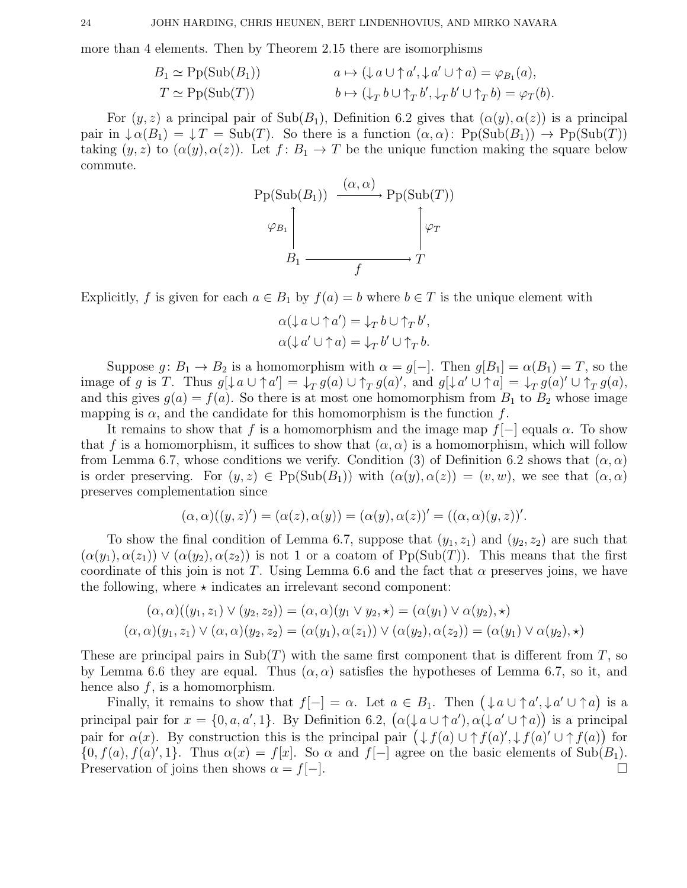more than 4 elements. Then by Theorem 2.15 there are isomorphisms

$$B_1 \simeq \mathrm{Pp}(\mathrm{Sub}(B_1)) \qquad a \mapsto ({\downarrow} a \cup {\uparrow} a', {\downarrow} a' \cup {\uparrow} a) = \varphi_{B_1}(a),$$
$$T \simeq \mathrm{Pp}(\mathrm{Sub}(T)) \qquad b \mapsto ({\downarrow}_T\, b \cup {\uparrow}_T\, b', {\downarrow}_T\, b' \cup {\uparrow}_T\, b) = \varphi_T(b).$$

For $(y, z)$ a principal pair of $\mathrm{Sub}(B_1)$, Definition 6.2 gives that $(\alpha(y), \alpha(z))$ is a principal pair in ${\downarrow}\alpha(B_1) = {\downarrow} T = \mathrm{Sub}(T)$. So there is a function $(\alpha, \alpha)\colon \mathrm{Pp}(\mathrm{Sub}(B_1)) \to \mathrm{Pp}(\mathrm{Sub}(T))$ taking $(y, z)$ to $(\alpha(y), \alpha(z))$. Let $f\colon B_1 \to T$ be the unique function making the square below commute.

$$\begin{array}{ccc} \mathrm{Pp}(\mathrm{Sub}(B_1)) & \xrightarrow{(\alpha,\alpha)} & \mathrm{Pp}(\mathrm{Sub}(T)) \\ \uparrow{\scriptstyle \varphi_{B_1}} & & \uparrow{\scriptstyle \varphi_T} \\ B_1 & \xrightarrow[f]{} & T \end{array}$$

Explicitly, $f$ is given for each $a \in B_1$ by $f(a) = b$ where $b \in T$ is the unique element with

$$\alpha({\downarrow} a \cup {\uparrow} a') = {\downarrow}_T\, b \cup {\uparrow}_T\, b',$$
$$\alpha({\downarrow} a' \cup {\uparrow} a) = {\downarrow}_T\, b' \cup {\uparrow}_T\, b.$$

Suppose $g\colon B_1 \to B_2$ is a homomorphism with $\alpha = g[-]$. Then $g[B_1] = \alpha(B_1) = T$, so the image of $g$ is $T$. Thus $g[{\downarrow} a \cup {\uparrow} a'] = {\downarrow}_T\, g(a) \cup {\uparrow}_T\, g(a)'$, and $g[{\downarrow} a' \cup {\uparrow} a] = {\downarrow}_T\, g(a)' \cup {\uparrow}_T\, g(a)$, and this gives $g(a) = f(a)$. So there is at most one homomorphism from $B_1$ to $B_2$ whose image mapping is $\alpha$, and the candidate for this homomorphism is the function $f$.

It remains to show that $f$ is a homomorphism and the image map $f[-]$ equals $\alpha$. To show that $f$ is a homomorphism, it suffices to show that $(\alpha, \alpha)$ is a homomorphism, which will follow from Lemma 6.7, whose conditions we verify. Condition (3) of Definition 6.2 shows that $(\alpha, \alpha)$ is order preserving. For $(y, z) \in \mathrm{Pp}(\mathrm{Sub}(B_1))$ with $(\alpha(y), \alpha(z)) = (v, w)$, we see that $(\alpha, \alpha)$ preserves complementation since

$$(\alpha, \alpha)((y, z)') = (\alpha(z), \alpha(y)) = (\alpha(y), \alpha(z))' = ((\alpha, \alpha)(y, z))'.$$

To show the final condition of Lemma 6.7, suppose that $(y_1, z_1)$ and $(y_2, z_2)$ are such that $(\alpha(y_1), \alpha(z_1)) \vee (\alpha(y_2), \alpha(z_2))$ is not 1 or a coatom of $\mathrm{Pp}(\mathrm{Sub}(T))$. This means that the first coordinate of this join is not $T$. Using Lemma 6.6 and the fact that $\alpha$ preserves joins, we have the following, where $\star$ indicates an irrelevant second component:

$$(\alpha, \alpha)((y_1, z_1) \vee (y_2, z_2)) = (\alpha, \alpha)(y_1 \vee y_2, \star) = (\alpha(y_1) \vee \alpha(y_2), \star)$$
$$(\alpha, \alpha)(y_1, z_1) \vee (\alpha, \alpha)(y_2, z_2) = (\alpha(y_1), \alpha(z_1)) \vee (\alpha(y_2), \alpha(z_2)) = (\alpha(y_1) \vee \alpha(y_2), \star)$$

These are principal pairs in $\mathrm{Sub}(T)$ with the same first component that is different from $T$, so by Lemma 6.6 they are equal. Thus $(\alpha, \alpha)$ satisfies the hypotheses of Lemma 6.7, so it, and hence also $f$, is a homomorphism.

Finally, it remains to show that $f[-] = \alpha$. Let $a \in B_1$. Then $\big({\downarrow} a \cup {\uparrow} a', {\downarrow} a' \cup {\uparrow} a\big)$ is a principal pair for $x = \{0, a, a', 1\}$. By Definition 6.2, $\big(\alpha({\downarrow} a \cup {\uparrow} a'), \alpha({\downarrow} a' \cup {\uparrow} a)\big)$ is a principal pair for $\alpha(x)$. By construction this is the principal pair $\big({\downarrow} f(a) \cup {\uparrow} f(a)', {\downarrow} f(a)' \cup {\uparrow} f(a)\big)$ for $\{0, f(a), f(a)', 1\}$. Thus $\alpha(x) = f[x]$. So $\alpha$ and $f[-]$ agree on the basic elements of $\mathrm{Sub}(B_1)$. Preservation of joins then shows $\alpha = f[-]$. $\square$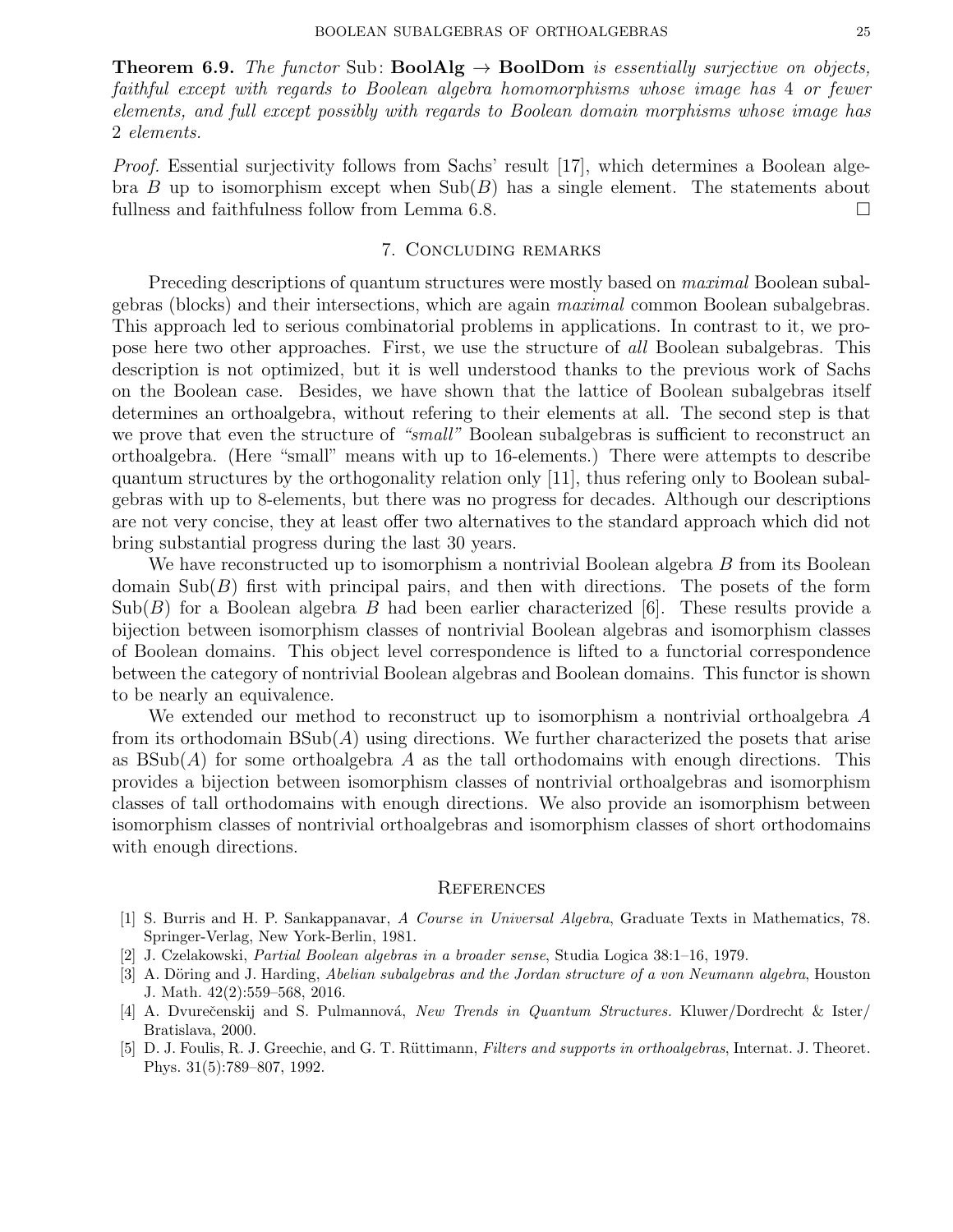**Theorem 6.9.** *The functor* Sub: **BoolAlg** $\to$ **BoolDom** *is essentially surjective on objects, faithful except with regards to Boolean algebra homomorphisms whose image has* 4 *or fewer elements, and full except possibly with regards to Boolean domain morphisms whose image has* 2 *elements.*

*Proof.* Essential surjectivity follows from Sachs' result [17], which determines a Boolean algebra $B$ up to isomorphism except when $\mathrm{Sub}(B)$ has a single element. The statements about fullness and faithfulness follow from Lemma 6.8. □

## 7. Concluding remarks

Preceding descriptions of quantum structures were mostly based on *maximal* Boolean subalgebras (blocks) and their intersections, which are again *maximal* common Boolean subalgebras. This approach led to serious combinatorial problems in applications. In contrast to it, we propose here two other approaches. First, we use the structure of *all* Boolean subalgebras. This description is not optimized, but it is well understood thanks to the previous work of Sachs on the Boolean case. Besides, we have shown that the lattice of Boolean subalgebras itself determines an orthoalgebra, without refering to their elements at all. The second step is that we prove that even the structure of *"small"* Boolean subalgebras is sufficient to reconstruct an orthoalgebra. (Here "small" means with up to 16-elements.) There were attempts to describe quantum structures by the orthogonality relation only [11], thus refering only to Boolean subalgebras with up to 8-elements, but there was no progress for decades. Although our descriptions are not very concise, they at least offer two alternatives to the standard approach which did not bring substantial progress during the last 30 years.

We have reconstructed up to isomorphism a nontrivial Boolean algebra $B$ from its Boolean domain $\mathrm{Sub}(B)$ first with principal pairs, and then with directions. The posets of the form $\mathrm{Sub}(B)$ for a Boolean algebra $B$ had been earlier characterized [6]. These results provide a bijection between isomorphism classes of nontrivial Boolean algebras and isomorphism classes of Boolean domains. This object level correspondence is lifted to a functorial correspondence between the category of nontrivial Boolean algebras and Boolean domains. This functor is shown to be nearly an equivalence.

We extended our method to reconstruct up to isomorphism a nontrivial orthoalgebra $A$ from its orthodomain $\mathrm{BSub}(A)$ using directions. We further characterized the posets that arise as $\mathrm{BSub}(A)$ for some orthoalgebra $A$ as the tall orthodomains with enough directions. This provides a bijection between isomorphism classes of nontrivial orthoalgebras and isomorphism classes of tall orthodomains with enough directions. We also provide an isomorphism between isomorphism classes of nontrivial orthoalgebras and isomorphism classes of short orthodomains with enough directions.

## References

[1] S. Burris and H. P. Sankappanavar, *A Course in Universal Algebra*, Graduate Texts in Mathematics, 78. Springer-Verlag, New York-Berlin, 1981.

[2] J. Czelakowski, *Partial Boolean algebras in a broader sense*, Studia Logica 38:1–16, 1979.

[3] A. Döring and J. Harding, *Abelian subalgebras and the Jordan structure of a von Neumann algebra*, Houston J. Math. 42(2):559–568, 2016.

[4] A. Dvurečenskij and S. Pulmannová, *New Trends in Quantum Structures.* Kluwer/Dordrecht & Ister/ Bratislava, 2000.

[5] D. J. Foulis, R. J. Greechie, and G. T. Rüttimann, *Filters and supports in orthoalgebras*, Internat. J. Theoret. Phys. 31(5):789–807, 1992.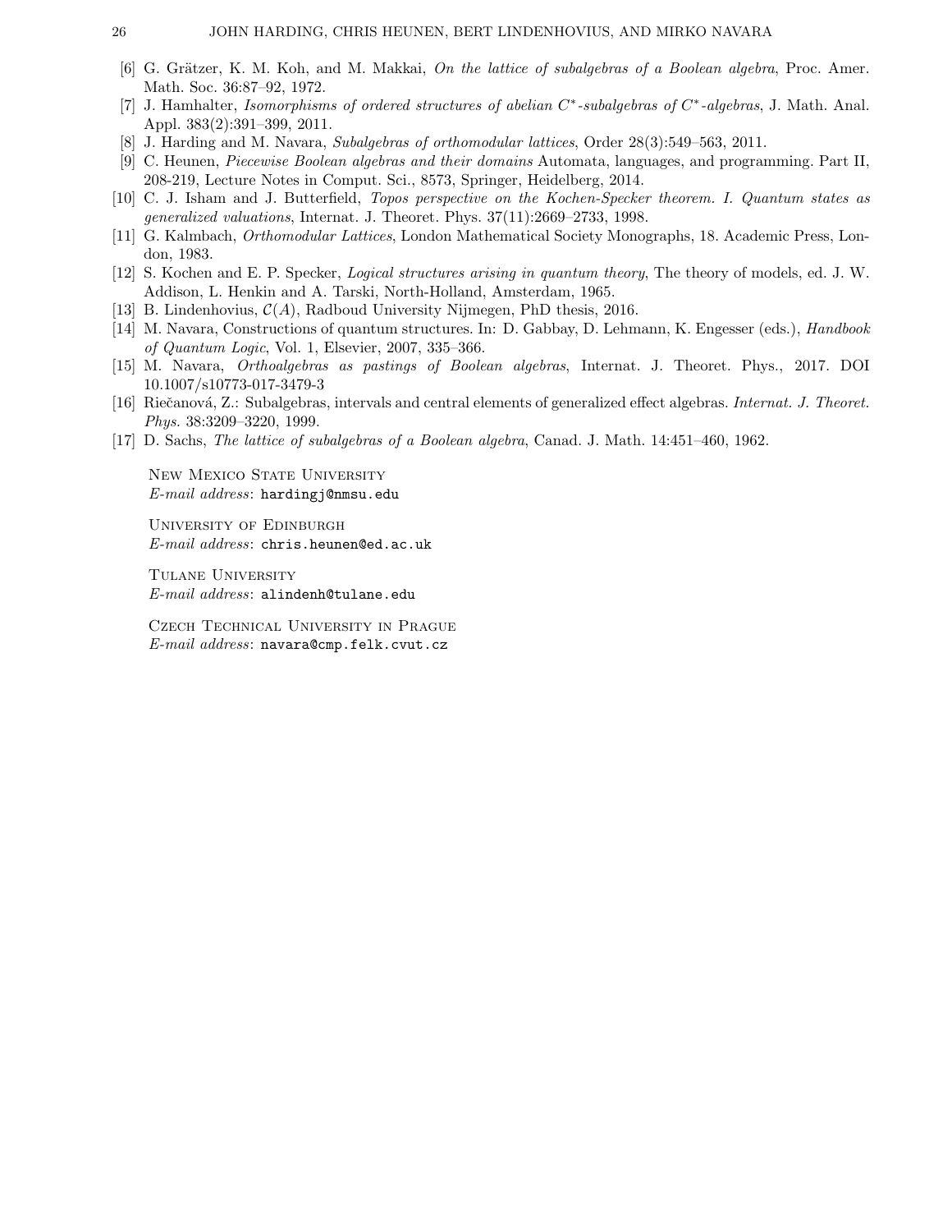[6] G. Grätzer, K. M. Koh, and M. Makkai, *On the lattice of subalgebras of a Boolean algebra*, Proc. Amer. Math. Soc. 36:87–92, 1972.

[7] J. Hamhalter, *Isomorphisms of ordered structures of abelian $C^*$-subalgebras of $C^*$-algebras*, J. Math. Anal. Appl. 383(2):391–399, 2011.

[8] J. Harding and M. Navara, *Subalgebras of orthomodular lattices*, Order 28(3):549–563, 2011.

[9] C. Heunen, *Piecewise Boolean algebras and their domains* Automata, languages, and programming. Part II, 208-219, Lecture Notes in Comput. Sci., 8573, Springer, Heidelberg, 2014.

[10] C. J. Isham and J. Butterfield, *Topos perspective on the Kochen-Specker theorem. I. Quantum states as generalized valuations*, Internat. J. Theoret. Phys. 37(11):2669–2733, 1998.

[11] G. Kalmbach, *Orthomodular Lattices*, London Mathematical Society Monographs, 18. Academic Press, London, 1983.

[12] S. Kochen and E. P. Specker, *Logical structures arising in quantum theory*, The theory of models, ed. J. W. Addison, L. Henkin and A. Tarski, North-Holland, Amsterdam, 1965.

[13] B. Lindenhovius, $\mathcal{C}(A)$, Radboud University Nijmegen, PhD thesis, 2016.

[14] M. Navara, Constructions of quantum structures. In: D. Gabbay, D. Lehmann, K. Engesser (eds.), *Handbook of Quantum Logic*, Vol. 1, Elsevier, 2007, 335–366.

[15] M. Navara, *Orthoalgebras as pastings of Boolean algebras*, Internat. J. Theoret. Phys., 2017. DOI 10.1007/s10773-017-3479-3

[16] Riečanová, Z.: Subalgebras, intervals and central elements of generalized effect algebras. *Internat. J. Theoret. Phys.* 38:3209–3220, 1999.

[17] D. Sachs, *The lattice of subalgebras of a Boolean algebra*, Canad. J. Math. 14:451–460, 1962.

New Mexico State University
*E-mail address*: hardingj@nmsu.edu

University of Edinburgh
*E-mail address*: chris.heunen@ed.ac.uk

Tulane University
*E-mail address*: alindenh@tulane.edu

Czech Technical University in Prague
*E-mail address*: navara@cmp.felk.cvut.cz